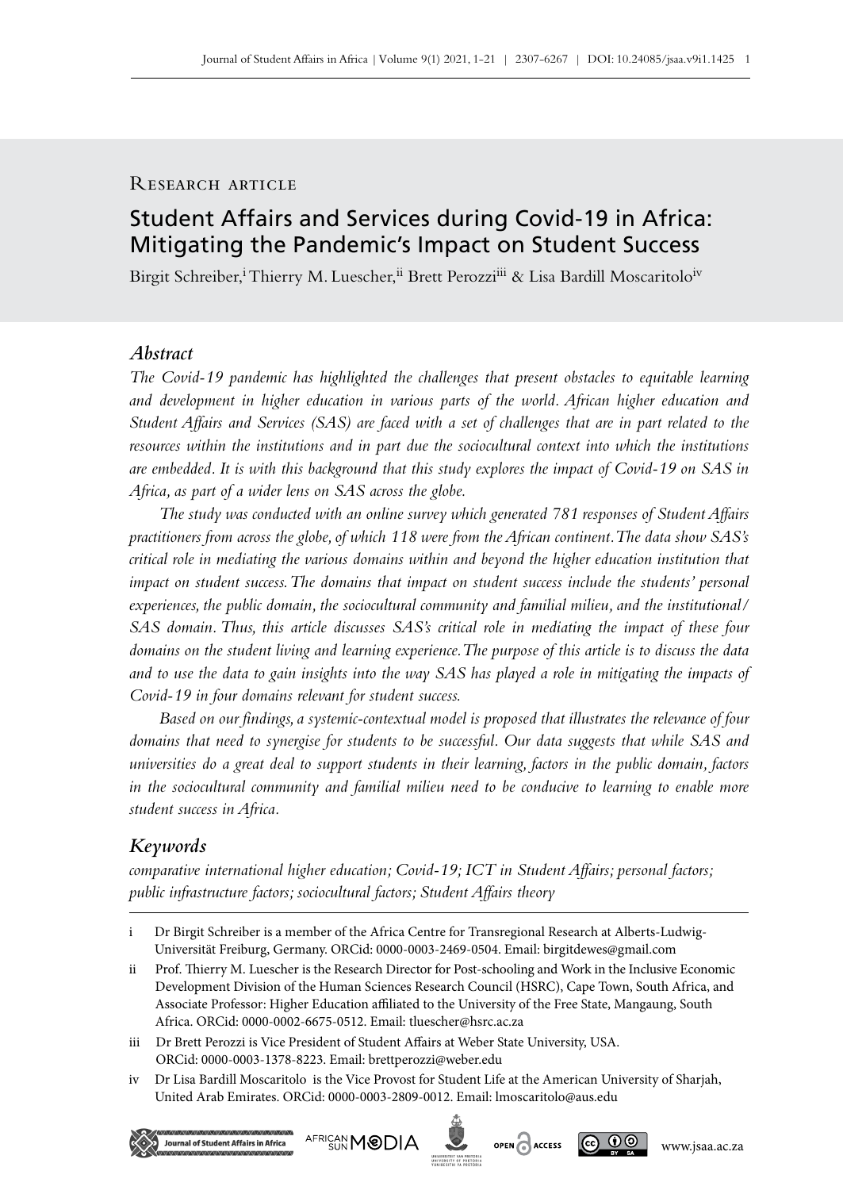Research article

# Student Affairs and Services during Covid-19 in Africa: Mitigating the Pandemic's Impact on Student Success

Birgit Schreiber,[i] Thierry M. Luescher,[ii] Brett Perozzi[iii] & Lisa Bardill Moscaritolo[iv]

## Abstract

*The Covid-19 pandemic has highlighted the challenges that present obstacles to equitable learning and development in higher education in various parts of the world. African higher education and Student Affairs and Services (SAS) are faced with a set of challenges that are in part related to the resources within the institutions and in part due the sociocultural context into which the institutions are embedded. It is with this background that this study explores the impact of Covid-19 on SAS in Africa, as part of a wider lens on SAS across the globe.*

*The study was conducted with an online survey which generated 781 responses of Student Affairs practitioners from across the globe, of which 118 were from the African continent. The data show SAS's critical role in mediating the various domains within and beyond the higher education institution that impact on student success. The domains that impact on student success include the students' personal experiences, the public domain, the sociocultural community and familial milieu, and the institutional/SAS domain. Thus, this article discusses SAS's critical role in mediating the impact of these four domains on the student living and learning experience. The purpose of this article is to discuss the data and to use the data to gain insights into the way SAS has played a role in mitigating the impacts of Covid-19 in four domains relevant for student success.*

*Based on our findings, a systemic-contextual model is proposed that illustrates the relevance of four domains that need to synergise for students to be successful. Our data suggests that while SAS and universities do a great deal to support students in their learning, factors in the public domain, factors in the sociocultural community and familial milieu need to be conducive to learning to enable more student success in Africa.*

## Keywords

*comparative international higher education; Covid-19; ICT in Student Affairs; personal factors; public infrastructure factors; sociocultural factors; Student Affairs theory*

---

i Dr Birgit Schreiber is a member of the Africa Centre for Transregional Research at Alberts-Ludwig-Universität Freiburg, Germany. ORCid: 0000-0003-2469-0504. Email: birgitdewes@gmail.com

ii Prof. Thierry M. Luescher is the Research Director for Post-schooling and Work in the Inclusive Economic Development Division of the Human Sciences Research Council (HSRC), Cape Town, South Africa, and Associate Professor: Higher Education affiliated to the University of the Free State, Mangaung, South Africa. ORCid: 0000-0002-6675-0512. Email: tluescher@hsrc.ac.za

iii Dr Brett Perozzi is Vice President of Student Affairs at Weber State University, USA. ORCid: 0000-0003-1378-8223. Email: brettperozzi@weber.edu

iv Dr Lisa Bardill Moscaritolo is the Vice Provost for Student Life at the American University of Sharjah, United Arab Emirates. ORCid: 0000-0003-2809-0012. Email: lmoscaritolo@aus.edu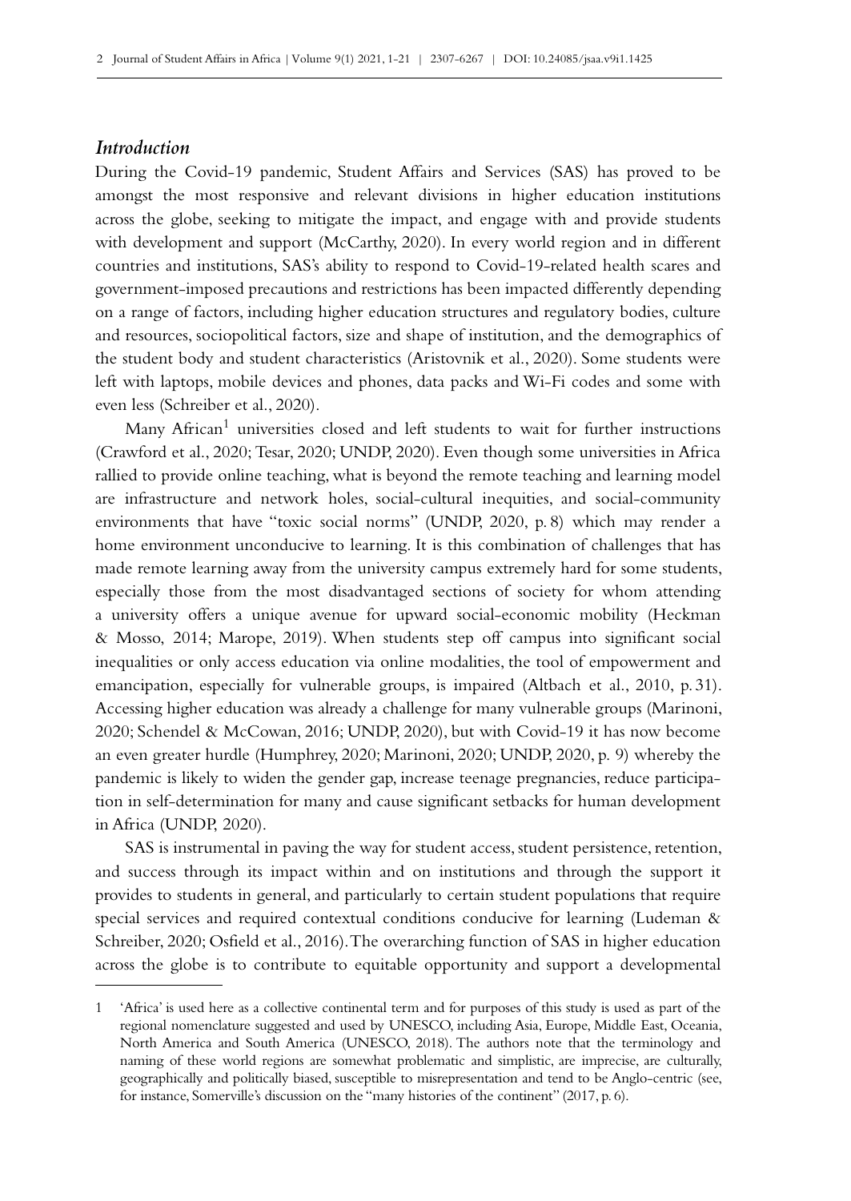## *Introduction*

During the Covid-19 pandemic, Student Affairs and Services (SAS) has proved to be amongst the most responsive and relevant divisions in higher education institutions across the globe, seeking to mitigate the impact, and engage with and provide students with development and support (McCarthy, 2020). In every world region and in different countries and institutions, SAS's ability to respond to Covid-19-related health scares and government-imposed precautions and restrictions has been impacted differently depending on a range of factors, including higher education structures and regulatory bodies, culture and resources, sociopolitical factors, size and shape of institution, and the demographics of the student body and student characteristics (Aristovnik et al., 2020). Some students were left with laptops, mobile devices and phones, data packs and Wi-Fi codes and some with even less (Schreiber et al., 2020).

Many African[1] universities closed and left students to wait for further instructions (Crawford et al., 2020; Tesar, 2020; UNDP, 2020). Even though some universities in Africa rallied to provide online teaching, what is beyond the remote teaching and learning model are infrastructure and network holes, social-cultural inequities, and social-community environments that have "toxic social norms" (UNDP, 2020, p. 8) which may render a home environment unconducive to learning. It is this combination of challenges that has made remote learning away from the university campus extremely hard for some students, especially those from the most disadvantaged sections of society for whom attending a university offers a unique avenue for upward social-economic mobility (Heckman & Mosso, 2014; Marope, 2019). When students step off campus into significant social inequalities or only access education via online modalities, the tool of empowerment and emancipation, especially for vulnerable groups, is impaired (Altbach et al., 2010, p. 31). Accessing higher education was already a challenge for many vulnerable groups (Marinoni, 2020; Schendel & McCowan, 2016; UNDP, 2020), but with Covid-19 it has now become an even greater hurdle (Humphrey, 2020; Marinoni, 2020; UNDP, 2020, p. 9) whereby the pandemic is likely to widen the gender gap, increase teenage pregnancies, reduce participation in self-determination for many and cause significant setbacks for human development in Africa (UNDP, 2020).

SAS is instrumental in paving the way for student access, student persistence, retention, and success through its impact within and on institutions and through the support it provides to students in general, and particularly to certain student populations that require special services and required contextual conditions conducive for learning (Ludeman & Schreiber, 2020; Osfield et al., 2016). The overarching function of SAS in higher education across the globe is to contribute to equitable opportunity and support a developmental

---

1 'Africa' is used here as a collective continental term and for purposes of this study is used as part of the regional nomenclature suggested and used by UNESCO, including Asia, Europe, Middle East, Oceania, North America and South America (UNESCO, 2018). The authors note that the terminology and naming of these world regions are somewhat problematic and simplistic, are imprecise, are culturally, geographically and politically biased, susceptible to misrepresentation and tend to be Anglo-centric (see, for instance, Somerville's discussion on the "many histories of the continent" (2017, p. 6).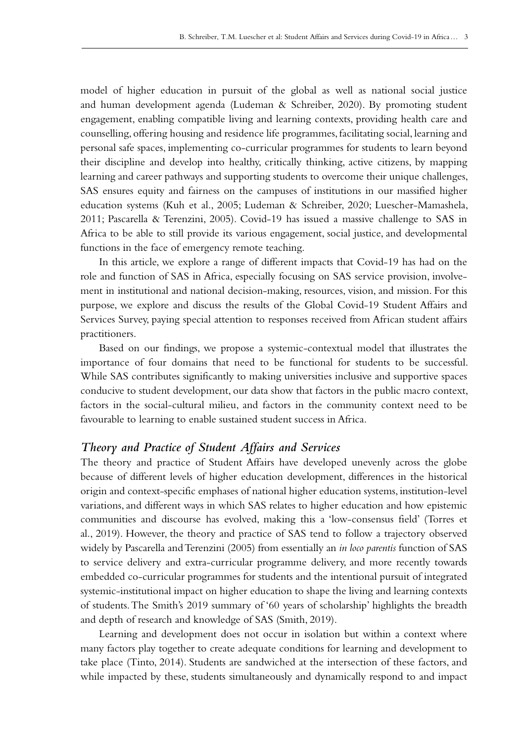model of higher education in pursuit of the global as well as national social justice and human development agenda (Ludeman & Schreiber, 2020). By promoting student engagement, enabling compatible living and learning contexts, providing health care and counselling, offering housing and residence life programmes, facilitating social, learning and personal safe spaces, implementing co-curricular programmes for students to learn beyond their discipline and develop into healthy, critically thinking, active citizens, by mapping learning and career pathways and supporting students to overcome their unique challenges, SAS ensures equity and fairness on the campuses of institutions in our massified higher education systems (Kuh et al., 2005; Ludeman & Schreiber, 2020; Luescher-Mamashela, 2011; Pascarella & Terenzini, 2005). Covid-19 has issued a massive challenge to SAS in Africa to be able to still provide its various engagement, social justice, and developmental functions in the face of emergency remote teaching.

In this article, we explore a range of different impacts that Covid-19 has had on the role and function of SAS in Africa, especially focusing on SAS service provision, involvement in institutional and national decision-making, resources, vision, and mission. For this purpose, we explore and discuss the results of the Global Covid-19 Student Affairs and Services Survey, paying special attention to responses received from African student affairs practitioners.

Based on our findings, we propose a systemic-contextual model that illustrates the importance of four domains that need to be functional for students to be successful. While SAS contributes significantly to making universities inclusive and supportive spaces conducive to student development, our data show that factors in the public macro context, factors in the social-cultural milieu, and factors in the community context need to be favourable to learning to enable sustained student success in Africa.

## *Theory and Practice of Student Affairs and Services*

The theory and practice of Student Affairs have developed unevenly across the globe because of different levels of higher education development, differences in the historical origin and context-specific emphases of national higher education systems, institution-level variations, and different ways in which SAS relates to higher education and how epistemic communities and discourse has evolved, making this a 'low-consensus field' (Torres et al., 2019). However, the theory and practice of SAS tend to follow a trajectory observed widely by Pascarella and Terenzini (2005) from essentially an *in loco parentis* function of SAS to service delivery and extra-curricular programme delivery, and more recently towards embedded co-curricular programmes for students and the intentional pursuit of integrated systemic-institutional impact on higher education to shape the living and learning contexts of students. The Smith's 2019 summary of '60 years of scholarship' highlights the breadth and depth of research and knowledge of SAS (Smith, 2019).

Learning and development does not occur in isolation but within a context where many factors play together to create adequate conditions for learning and development to take place (Tinto, 2014). Students are sandwiched at the intersection of these factors, and while impacted by these, students simultaneously and dynamically respond to and impact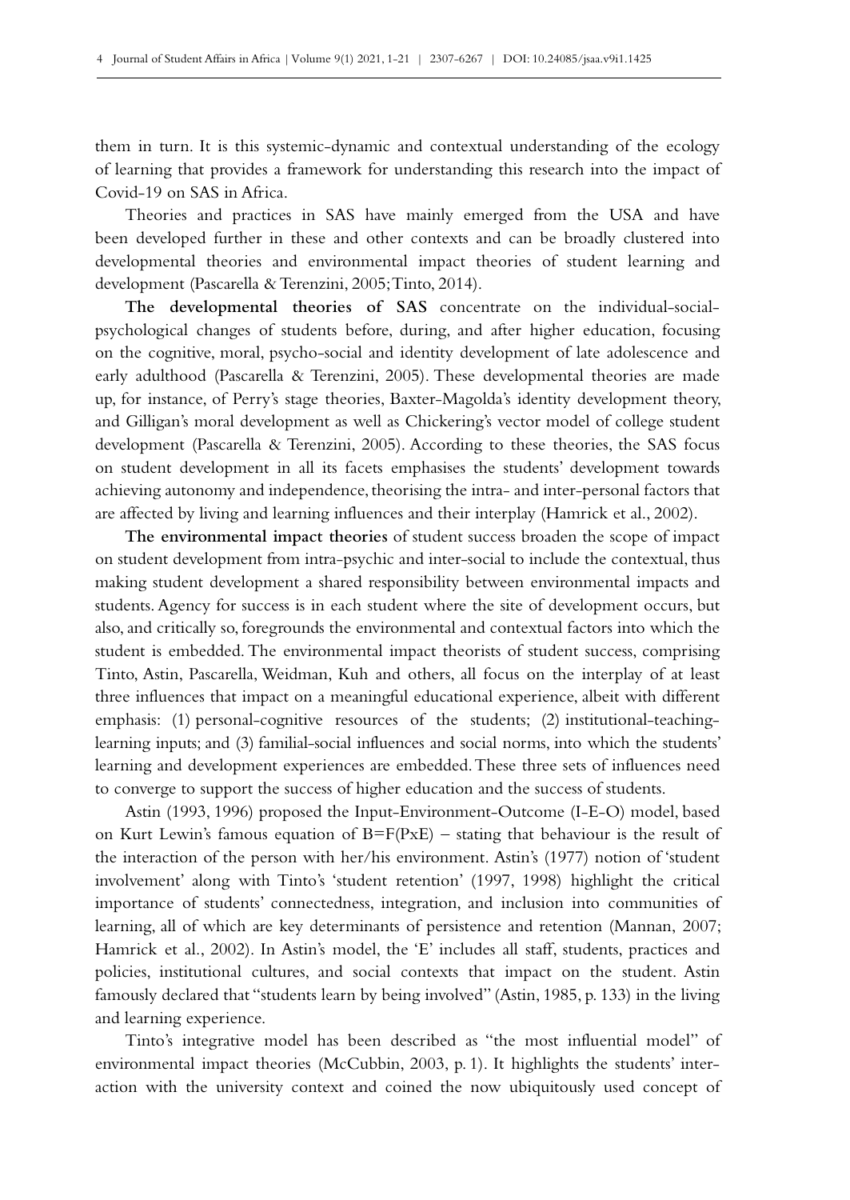them in turn. It is this systemic-dynamic and contextual understanding of the ecology of learning that provides a framework for understanding this research into the impact of Covid-19 on SAS in Africa.

Theories and practices in SAS have mainly emerged from the USA and have been developed further in these and other contexts and can be broadly clustered into developmental theories and environmental impact theories of student learning and development (Pascarella & Terenzini, 2005; Tinto, 2014).

**The developmental theories of SAS** concentrate on the individual-social-psychological changes of students before, during, and after higher education, focusing on the cognitive, moral, psycho-social and identity development of late adolescence and early adulthood (Pascarella & Terenzini, 2005). These developmental theories are made up, for instance, of Perry's stage theories, Baxter-Magolda's identity development theory, and Gilligan's moral development as well as Chickering's vector model of college student development (Pascarella & Terenzini, 2005). According to these theories, the SAS focus on student development in all its facets emphasises the students' development towards achieving autonomy and independence, theorising the intra- and inter-personal factors that are affected by living and learning influences and their interplay (Hamrick et al., 2002).

**The environmental impact theories** of student success broaden the scope of impact on student development from intra-psychic and inter-social to include the contextual, thus making student development a shared responsibility between environmental impacts and students. Agency for success is in each student where the site of development occurs, but also, and critically so, foregrounds the environmental and contextual factors into which the student is embedded. The environmental impact theorists of student success, comprising Tinto, Astin, Pascarella, Weidman, Kuh and others, all focus on the interplay of at least three influences that impact on a meaningful educational experience, albeit with different emphasis: (1) personal-cognitive resources of the students; (2) institutional-teaching-learning inputs; and (3) familial-social influences and social norms, into which the students' learning and development experiences are embedded. These three sets of influences need to converge to support the success of higher education and the success of students.

Astin (1993, 1996) proposed the Input-Environment-Outcome (I-E-O) model, based on Kurt Lewin's famous equation of $B=F(PxE)$ – stating that behaviour is the result of the interaction of the person with her/his environment. Astin's (1977) notion of 'student involvement' along with Tinto's 'student retention' (1997, 1998) highlight the critical importance of students' connectedness, integration, and inclusion into communities of learning, all of which are key determinants of persistence and retention (Mannan, 2007; Hamrick et al., 2002). In Astin's model, the 'E' includes all staff, students, practices and policies, institutional cultures, and social contexts that impact on the student. Astin famously declared that "students learn by being involved" (Astin, 1985, p. 133) in the living and learning experience.

Tinto's integrative model has been described as "the most influential model" of environmental impact theories (McCubbin, 2003, p. 1). It highlights the students' interaction with the university context and coined the now ubiquitously used concept of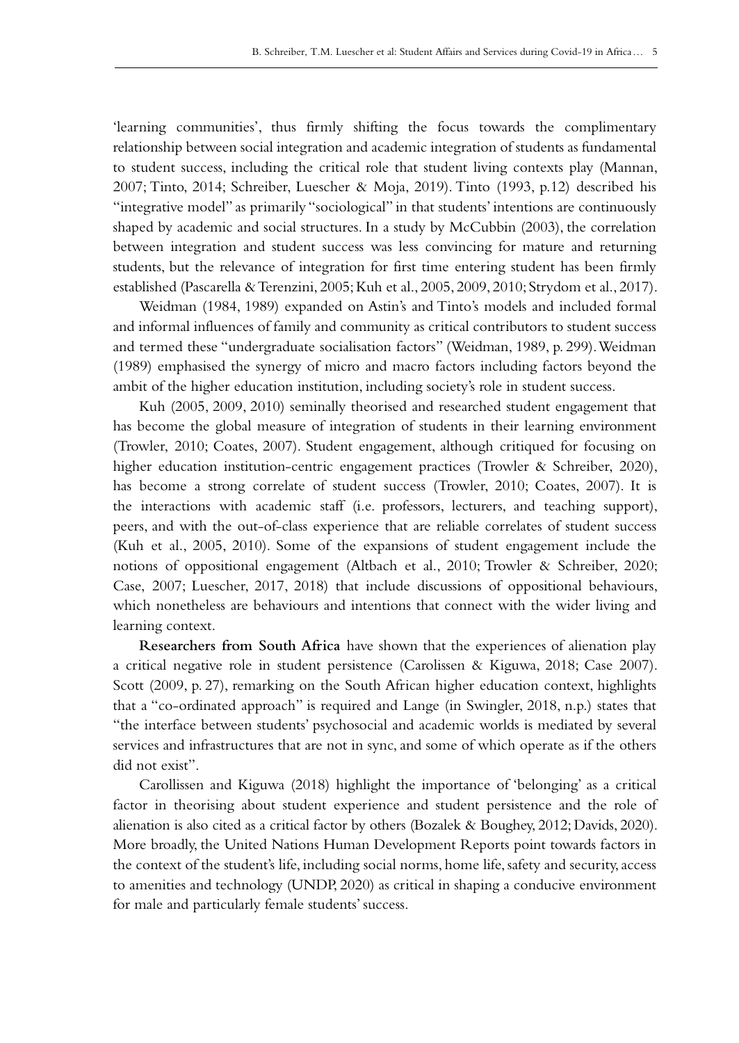'learning communities', thus firmly shifting the focus towards the complimentary relationship between social integration and academic integration of students as fundamental to student success, including the critical role that student living contexts play (Mannan, 2007; Tinto, 2014; Schreiber, Luescher & Moja, 2019). Tinto (1993, p.12) described his "integrative model" as primarily "sociological" in that students' intentions are continuously shaped by academic and social structures. In a study by McCubbin (2003), the correlation between integration and student success was less convincing for mature and returning students, but the relevance of integration for first time entering student has been firmly established (Pascarella & Terenzini, 2005; Kuh et al., 2005, 2009, 2010; Strydom et al., 2017).

Weidman (1984, 1989) expanded on Astin's and Tinto's models and included formal and informal influences of family and community as critical contributors to student success and termed these "undergraduate socialisation factors" (Weidman, 1989, p. 299). Weidman (1989) emphasised the synergy of micro and macro factors including factors beyond the ambit of the higher education institution, including society's role in student success.

Kuh (2005, 2009, 2010) seminally theorised and researched student engagement that has become the global measure of integration of students in their learning environment (Trowler, 2010; Coates, 2007). Student engagement, although critiqued for focusing on higher education institution-centric engagement practices (Trowler & Schreiber, 2020), has become a strong correlate of student success (Trowler, 2010; Coates, 2007). It is the interactions with academic staff (i.e. professors, lecturers, and teaching support), peers, and with the out-of-class experience that are reliable correlates of student success (Kuh et al., 2005, 2010). Some of the expansions of student engagement include the notions of oppositional engagement (Altbach et al., 2010; Trowler & Schreiber, 2020; Case, 2007; Luescher, 2017, 2018) that include discussions of oppositional behaviours, which nonetheless are behaviours and intentions that connect with the wider living and learning context.

**Researchers from South Africa** have shown that the experiences of alienation play a critical negative role in student persistence (Carolissen & Kiguwa, 2018; Case 2007). Scott (2009, p. 27), remarking on the South African higher education context, highlights that a "co-ordinated approach" is required and Lange (in Swingler, 2018, n.p.) states that "the interface between students' psychosocial and academic worlds is mediated by several services and infrastructures that are not in sync, and some of which operate as if the others did not exist".

Carollissen and Kiguwa (2018) highlight the importance of 'belonging' as a critical factor in theorising about student experience and student persistence and the role of alienation is also cited as a critical factor by others (Bozalek & Boughey, 2012; Davids, 2020). More broadly, the United Nations Human Development Reports point towards factors in the context of the student's life, including social norms, home life, safety and security, access to amenities and technology (UNDP, 2020) as critical in shaping a conducive environment for male and particularly female students' success.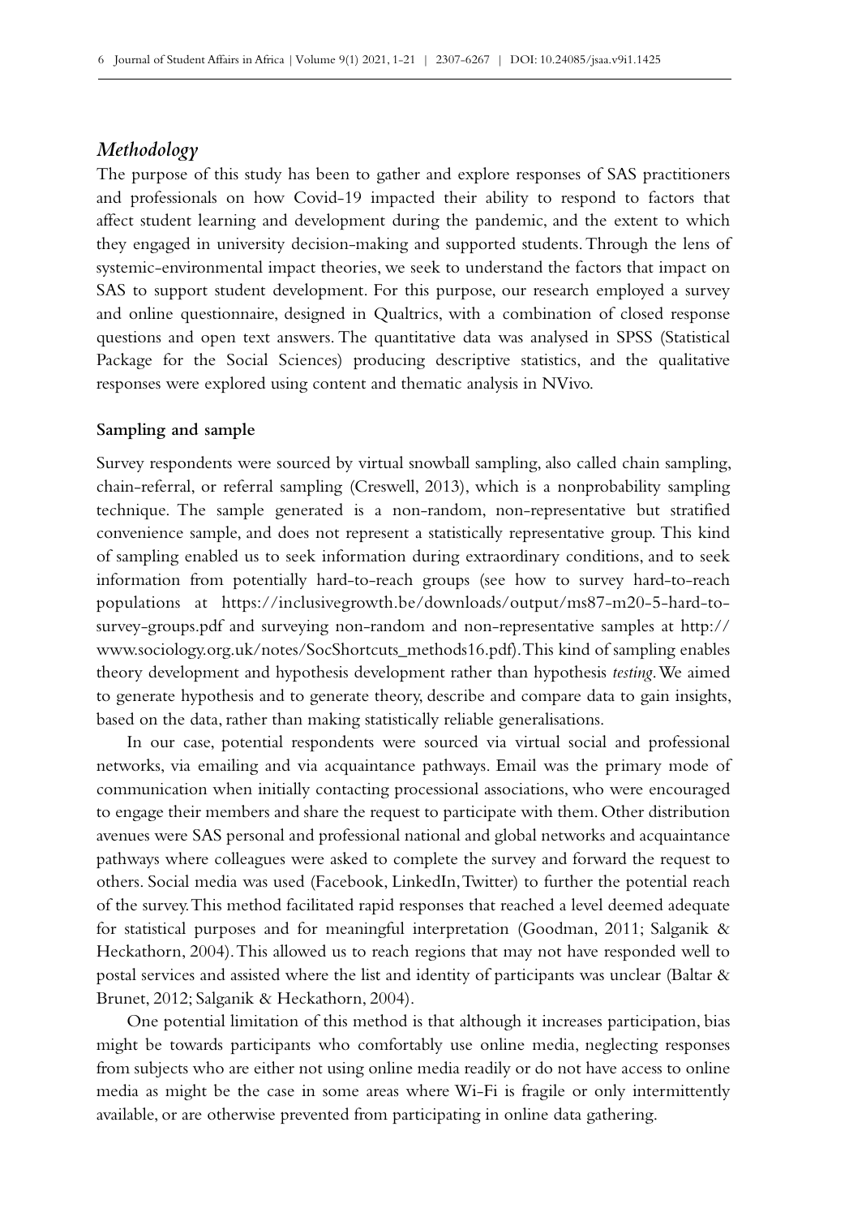## *Methodology*

The purpose of this study has been to gather and explore responses of SAS practitioners and professionals on how Covid-19 impacted their ability to respond to factors that affect student learning and development during the pandemic, and the extent to which they engaged in university decision-making and supported students. Through the lens of systemic-environmental impact theories, we seek to understand the factors that impact on SAS to support student development. For this purpose, our research employed a survey and online questionnaire, designed in Qualtrics, with a combination of closed response questions and open text answers. The quantitative data was analysed in SPSS (Statistical Package for the Social Sciences) producing descriptive statistics, and the qualitative responses were explored using content and thematic analysis in NVivo.

### Sampling and sample

Survey respondents were sourced by virtual snowball sampling, also called chain sampling, chain-referral, or referral sampling (Creswell, 2013), which is a nonprobability sampling technique. The sample generated is a non-random, non-representative but stratified convenience sample, and does not represent a statistically representative group. This kind of sampling enabled us to seek information during extraordinary conditions, and to seek information from potentially hard-to-reach groups (see how to survey hard-to-reach populations at https://inclusivegrowth.be/downloads/output/ms87-m20-5-hard-to-survey-groups.pdf and surveying non-random and non-representative samples at http://www.sociology.org.uk/notes/SocShortcuts_methods16.pdf). This kind of sampling enables theory development and hypothesis development rather than hypothesis *testing*. We aimed to generate hypothesis and to generate theory, describe and compare data to gain insights, based on the data, rather than making statistically reliable generalisations.

In our case, potential respondents were sourced via virtual social and professional networks, via emailing and via acquaintance pathways. Email was the primary mode of communication when initially contacting processional associations, who were encouraged to engage their members and share the request to participate with them. Other distribution avenues were SAS personal and professional national and global networks and acquaintance pathways where colleagues were asked to complete the survey and forward the request to others. Social media was used (Facebook, LinkedIn, Twitter) to further the potential reach of the survey. This method facilitated rapid responses that reached a level deemed adequate for statistical purposes and for meaningful interpretation (Goodman, 2011; Salganik & Heckathorn, 2004). This allowed us to reach regions that may not have responded well to postal services and assisted where the list and identity of participants was unclear (Baltar & Brunet, 2012; Salganik & Heckathorn, 2004).

One potential limitation of this method is that although it increases participation, bias might be towards participants who comfortably use online media, neglecting responses from subjects who are either not using online media readily or do not have access to online media as might be the case in some areas where Wi-Fi is fragile or only intermittently available, or are otherwise prevented from participating in online data gathering.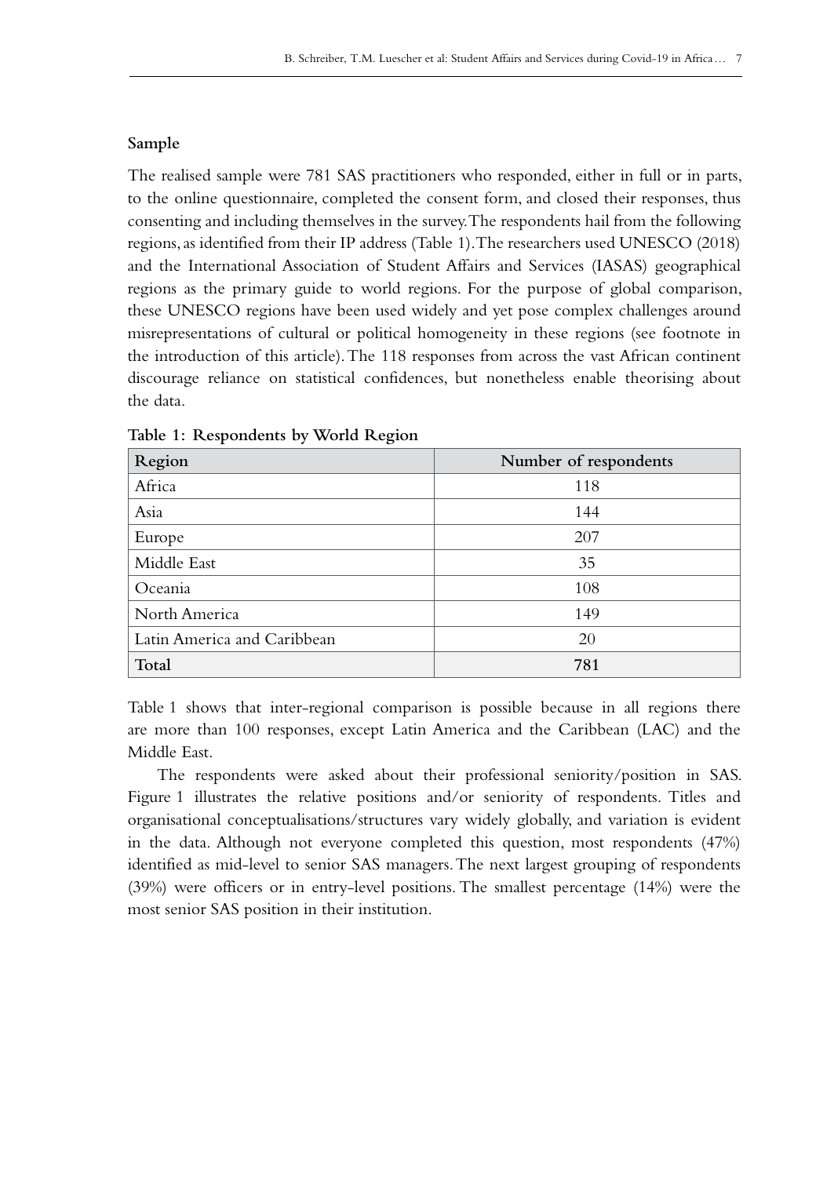### Sample

The realised sample were 781 SAS practitioners who responded, either in full or in parts, to the online questionnaire, completed the consent form, and closed their responses, thus consenting and including themselves in the survey. The respondents hail from the following regions, as identified from their IP address (Table 1). The researchers used UNESCO (2018) and the International Association of Student Affairs and Services (IASAS) geographical regions as the primary guide to world regions. For the purpose of global comparison, these UNESCO regions have been used widely and yet pose complex challenges around misrepresentations of cultural or political homogeneity in these regions (see footnote in the introduction of this article). The 118 responses from across the vast African continent discourage reliance on statistical confidences, but nonetheless enable theorising about the data.

**Table 1: Respondents by World Region**

| Region | Number of respondents |
|---|---|
| Africa | 118 |
| Asia | 144 |
| Europe | 207 |
| Middle East | 35 |
| Oceania | 108 |
| North America | 149 |
| Latin America and Caribbean | 20 |
| **Total** | **781** |

Table 1 shows that inter-regional comparison is possible because in all regions there are more than 100 responses, except Latin America and the Caribbean (LAC) and the Middle East.

The respondents were asked about their professional seniority/position in SAS. Figure 1 illustrates the relative positions and/or seniority of respondents. Titles and organisational conceptualisations/structures vary widely globally, and variation is evident in the data. Although not everyone completed this question, most respondents (47%) identified as mid-level to senior SAS managers. The next largest grouping of respondents (39%) were officers or in entry-level positions. The smallest percentage (14%) were the most senior SAS position in their institution.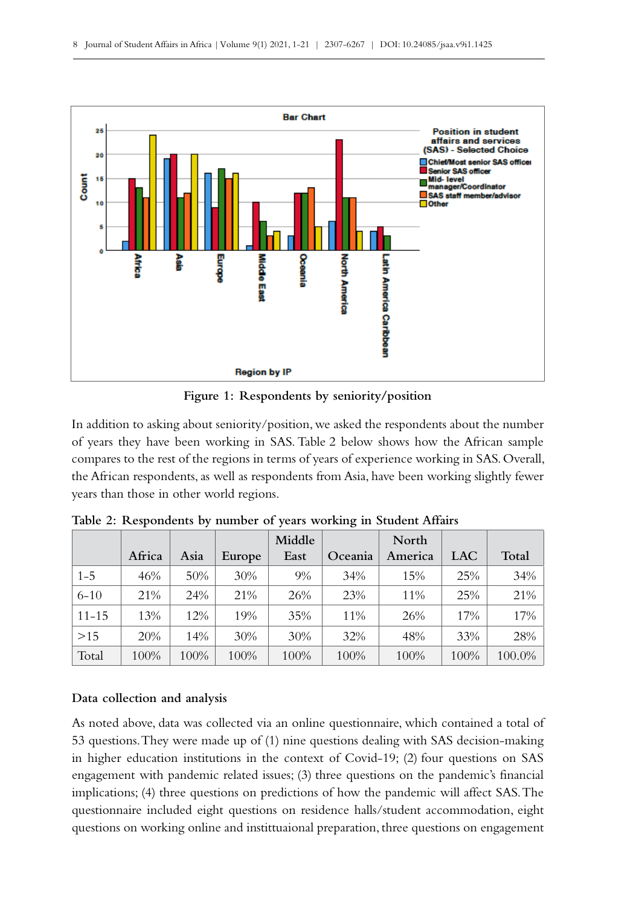Figure 1: Respondents by seniority/position

In addition to asking about seniority/position, we asked the respondents about the number of years they have been working in SAS. Table 2 below shows how the African sample compares to the rest of the regions in terms of years of experience working in SAS. Overall, the African respondents, as well as respondents from Asia, have been working slightly fewer years than those in other world regions.

**Table 2: Respondents by number of years working in Student Affairs**

| | Africa | Asia | Europe | Middle East | Oceania | North America | LAC | Total |
|---|---|---|---|---|---|---|---|---|
| 1–5 | 46% | 50% | 30% | 9% | 34% | 15% | 25% | 34% |
| 6–10 | 21% | 24% | 21% | 26% | 23% | 11% | 25% | 21% |
| 11–15 | 13% | 12% | 19% | 35% | 11% | 26% | 17% | 17% |
| >15 | 20% | 14% | 30% | 30% | 32% | 48% | 33% | 28% |
| Total | 100% | 100% | 100% | 100% | 100% | 100% | 100% | 100.0% |

### Data collection and analysis

As noted above, data was collected via an online questionnaire, which contained a total of 53 questions. They were made up of (1) nine questions dealing with SAS decision-making in higher education institutions in the context of Covid-19; (2) four questions on SAS engagement with pandemic related issues; (3) three questions on the pandemic's financial implications; (4) three questions on predictions of how the pandemic will affect SAS. The questionnaire included eight questions on residence halls/student accommodation, eight questions on working online and instittuaional preparation, three questions on engagement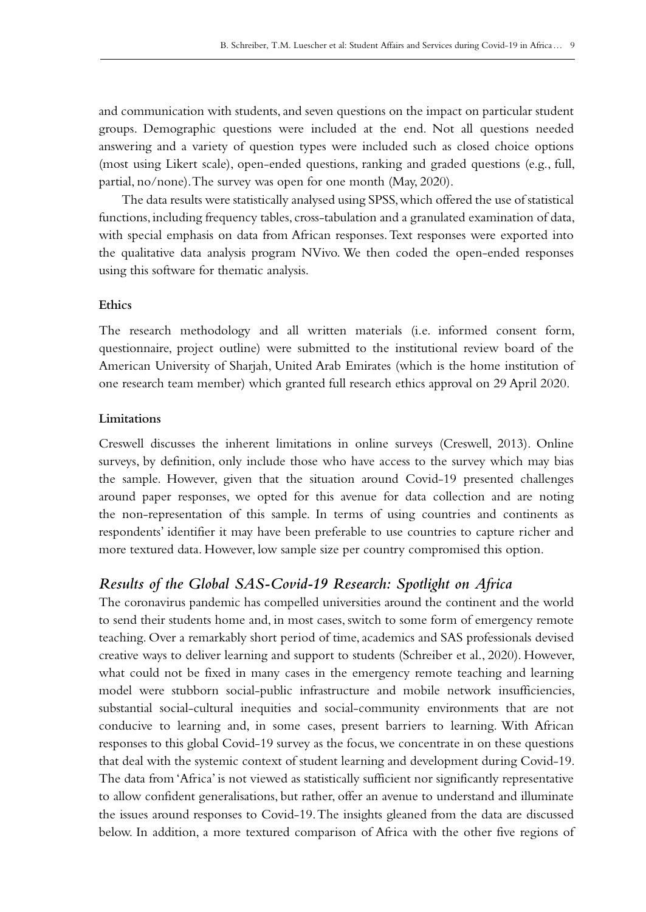and communication with students, and seven questions on the impact on particular student groups. Demographic questions were included at the end. Not all questions needed answering and a variety of question types were included such as closed choice options (most using Likert scale), open-ended questions, ranking and graded questions (e.g., full, partial, no/none). The survey was open for one month (May, 2020).

The data results were statistically analysed using SPSS, which offered the use of statistical functions, including frequency tables, cross-tabulation and a granulated examination of data, with special emphasis on data from African responses. Text responses were exported into the qualitative data analysis program NVivo. We then coded the open-ended responses using this software for thematic analysis.

#### Ethics

The research methodology and all written materials (i.e. informed consent form, questionnaire, project outline) were submitted to the institutional review board of the American University of Sharjah, United Arab Emirates (which is the home institution of one research team member) which granted full research ethics approval on 29 April 2020.

#### Limitations

Creswell discusses the inherent limitations in online surveys (Creswell, 2013). Online surveys, by definition, only include those who have access to the survey which may bias the sample. However, given that the situation around Covid-19 presented challenges around paper responses, we opted for this avenue for data collection and are noting the non-representation of this sample. In terms of using countries and continents as respondents' identifier it may have been preferable to use countries to capture richer and more textured data. However, low sample size per country compromised this option.

### *Results of the Global SAS-Covid-19 Research: Spotlight on Africa*

The coronavirus pandemic has compelled universities around the continent and the world to send their students home and, in most cases, switch to some form of emergency remote teaching. Over a remarkably short period of time, academics and SAS professionals devised creative ways to deliver learning and support to students (Schreiber et al., 2020). However, what could not be fixed in many cases in the emergency remote teaching and learning model were stubborn social-public infrastructure and mobile network insufficiencies, substantial social-cultural inequities and social-community environments that are not conducive to learning and, in some cases, present barriers to learning. With African responses to this global Covid-19 survey as the focus, we concentrate in on these questions that deal with the systemic context of student learning and development during Covid-19. The data from 'Africa' is not viewed as statistically sufficient nor significantly representative to allow confident generalisations, but rather, offer an avenue to understand and illuminate the issues around responses to Covid-19. The insights gleaned from the data are discussed below. In addition, a more textured comparison of Africa with the other five regions of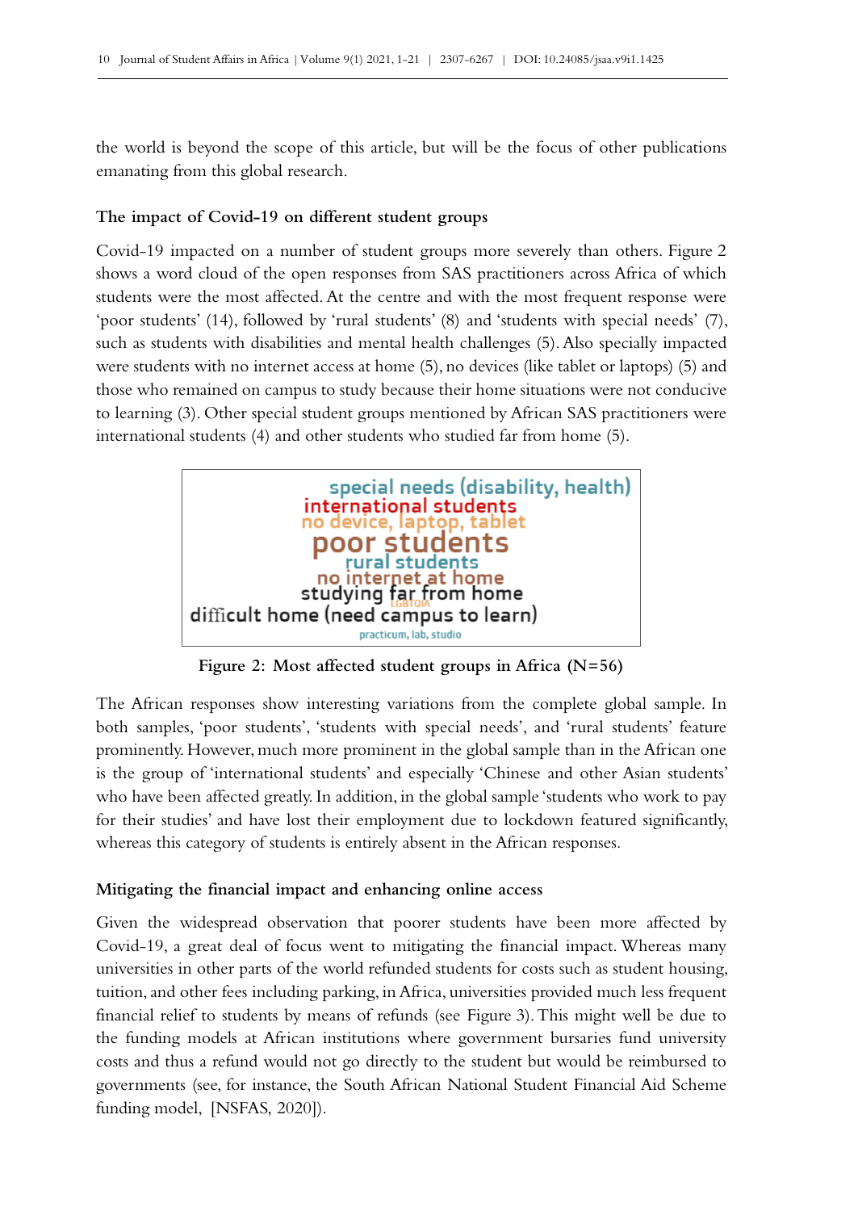the world is beyond the scope of this article, but will be the focus of other publications emanating from this global research.

### The impact of Covid-19 on different student groups

Covid-19 impacted on a number of student groups more severely than others. Figure 2 shows a word cloud of the open responses from SAS practitioners across Africa of which students were the most affected. At the centre and with the most frequent response were 'poor students' (14), followed by 'rural students' (8) and 'students with special needs' (7), such as students with disabilities and mental health challenges (5). Also specially impacted were students with no internet access at home (5), no devices (like tablet or laptops) (5) and those who remained on campus to study because their home situations were not conducive to learning (3). Other special student groups mentioned by African SAS practitioners were international students (4) and other students who studied far from home (5).

special needs (disability, health)
international students
no device, laptop, tablet
poor students
rural students
no internet at home
studying far from home
LGBTQIA
difficult home (need campus to learn)
practicum, lab, studio

**Figure 2: Most affected student groups in Africa (N=56)**

The African responses show interesting variations from the complete global sample. In both samples, 'poor students', 'students with special needs', and 'rural students' feature prominently. However, much more prominent in the global sample than in the African one is the group of 'international students' and especially 'Chinese and other Asian students' who have been affected greatly. In addition, in the global sample 'students who work to pay for their studies' and have lost their employment due to lockdown featured significantly, whereas this category of students is entirely absent in the African responses.

### Mitigating the financial impact and enhancing online access

Given the widespread observation that poorer students have been more affected by Covid-19, a great deal of focus went to mitigating the financial impact. Whereas many universities in other parts of the world refunded students for costs such as student housing, tuition, and other fees including parking, in Africa, universities provided much less frequent financial relief to students by means of refunds (see Figure 3). This might well be due to the funding models at African institutions where government bursaries fund university costs and thus a refund would not go directly to the student but would be reimbursed to governments (see, for instance, the South African National Student Financial Aid Scheme funding model, [NSFAS, 2020]).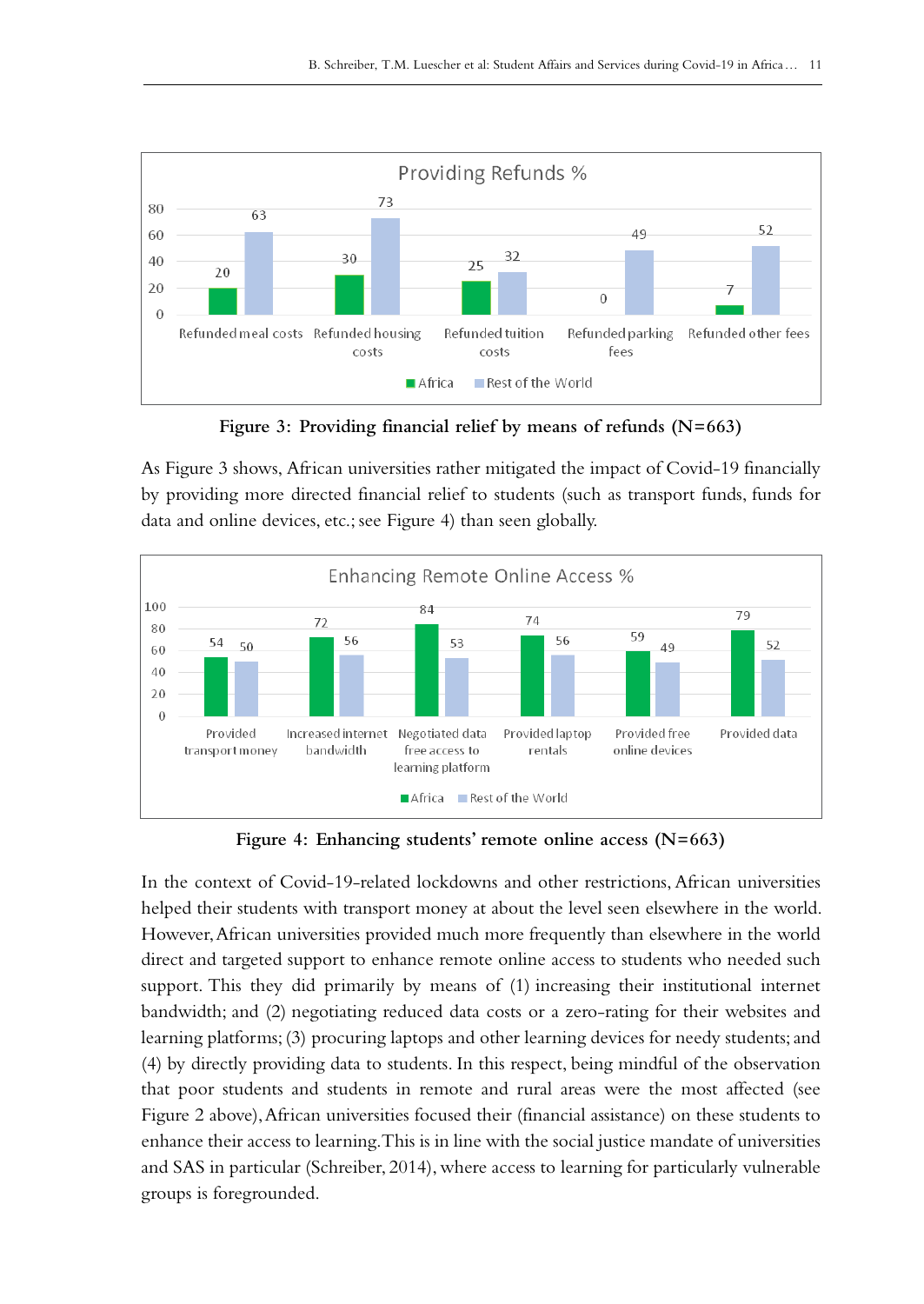Figure 3: Providing financial relief by means of refunds (N=663)

As Figure 3 shows, African universities rather mitigated the impact of Covid-19 financially by providing more directed financial relief to students (such as transport funds, funds for data and online devices, etc.; see Figure 4) than seen globally.

Figure 4: Enhancing students' remote online access (N=663)

In the context of Covid-19-related lockdowns and other restrictions, African universities helped their students with transport money at about the level seen elsewhere in the world. However, African universities provided much more frequently than elsewhere in the world direct and targeted support to enhance remote online access to students who needed such support. This they did primarily by means of (1) increasing their institutional internet bandwidth; and (2) negotiating reduced data costs or a zero-rating for their websites and learning platforms; (3) procuring laptops and other learning devices for needy students; and (4) by directly providing data to students. In this respect, being mindful of the observation that poor students and students in remote and rural areas were the most affected (see Figure 2 above), African universities focused their (financial assistance) on these students to enhance their access to learning. This is in line with the social justice mandate of universities and SAS in particular (Schreiber, 2014), where access to learning for particularly vulnerable groups is foregrounded.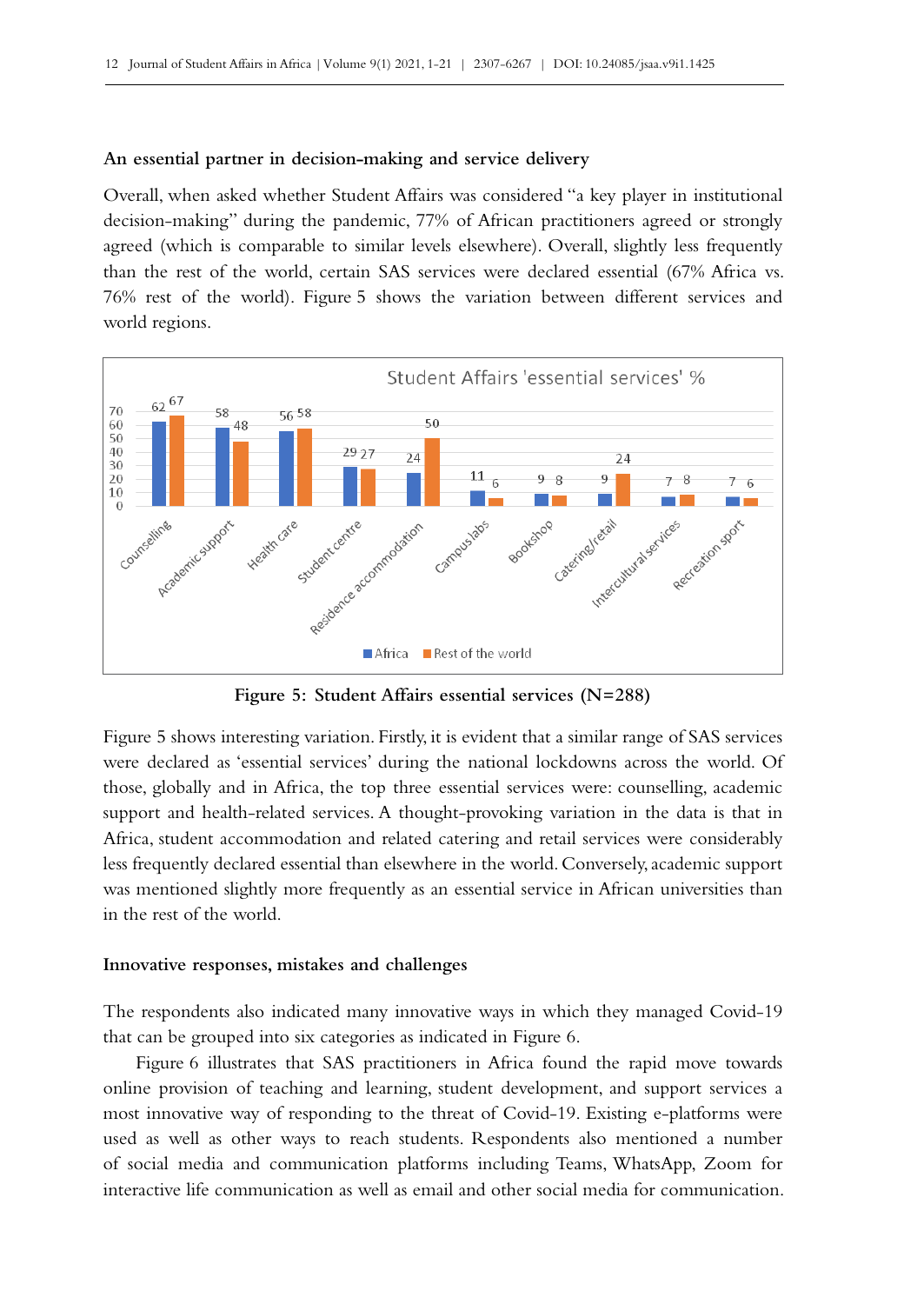### An essential partner in decision-making and service delivery

Overall, when asked whether Student Affairs was considered "a key player in institutional decision-making" during the pandemic, 77% of African practitioners agreed or strongly agreed (which is comparable to similar levels elsewhere). Overall, slightly less frequently than the rest of the world, certain SAS services were declared essential (67% Africa vs. 76% rest of the world). Figure 5 shows the variation between different services and world regions.

| Student Affairs 'essential services' % | Africa | Rest of the world |
|---|---|---|
| Counselling | 62 | 67 |
| Academic support | 58 | 48 |
| Health care | 56 | 58 |
| Student centre | 29 | 27 |
| Residence accommodation | 24 | 50 |
| Campus labs | 11 | 6 |
| Bookshop | 9 | 8 |
| Catering/retail | 9 | 24 |
| Intercultural services | 7 | 8 |
| Recreation sport | 7 | 6 |

**Figure 5: Student Affairs essential services (N=288)**

Figure 5 shows interesting variation. Firstly, it is evident that a similar range of SAS services were declared as 'essential services' during the national lockdowns across the world. Of those, globally and in Africa, the top three essential services were: counselling, academic support and health-related services. A thought-provoking variation in the data is that in Africa, student accommodation and related catering and retail services were considerably less frequently declared essential than elsewhere in the world. Conversely, academic support was mentioned slightly more frequently as an essential service in African universities than in the rest of the world.

### Innovative responses, mistakes and challenges

The respondents also indicated many innovative ways in which they managed Covid-19 that can be grouped into six categories as indicated in Figure 6.

Figure 6 illustrates that SAS practitioners in Africa found the rapid move towards online provision of teaching and learning, student development, and support services a most innovative way of responding to the threat of Covid-19. Existing e-platforms were used as well as other ways to reach students. Respondents also mentioned a number of social media and communication platforms including Teams, WhatsApp, Zoom for interactive life communication as well as email and other social media for communication.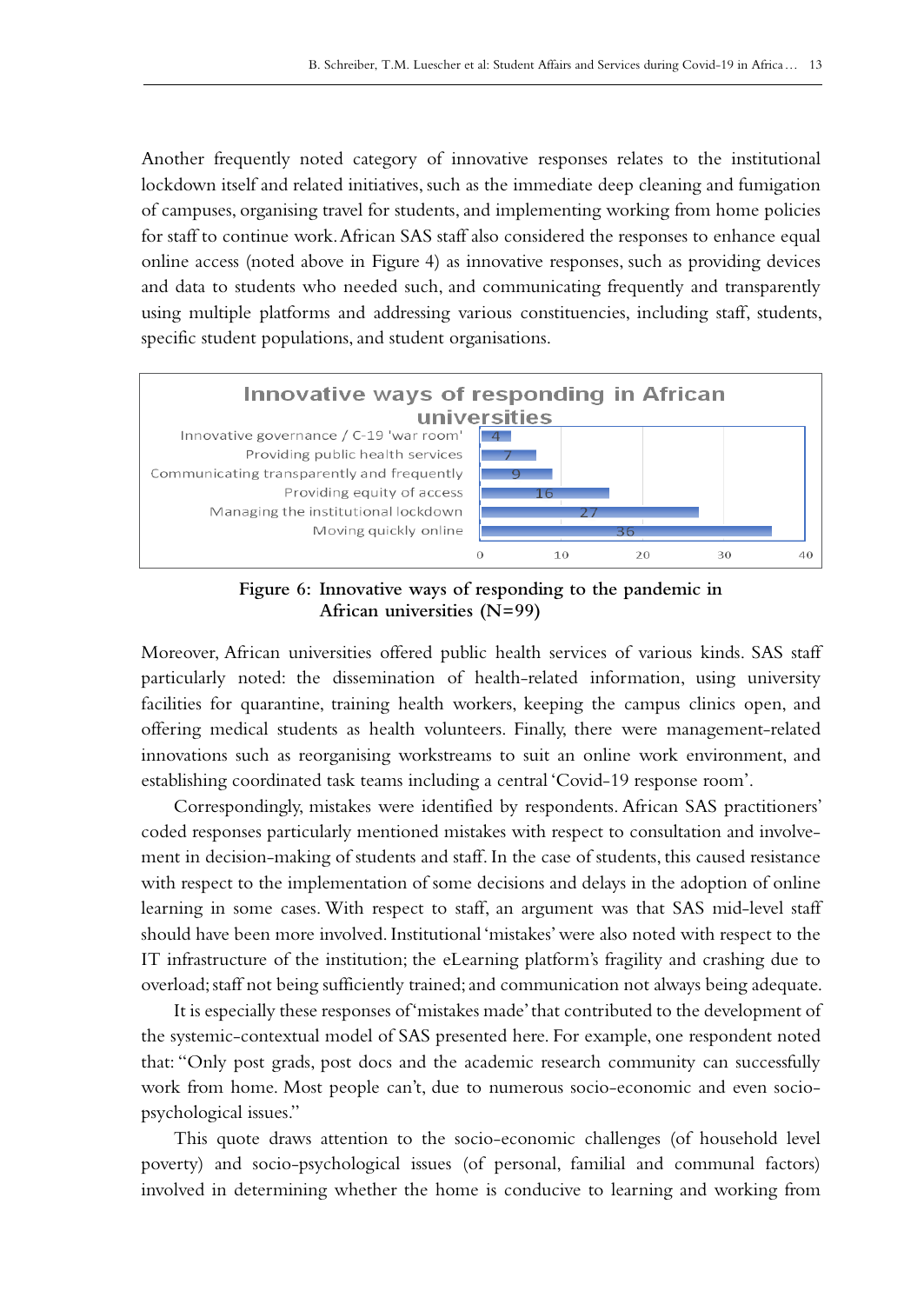Another frequently noted category of innovative responses relates to the institutional lockdown itself and related initiatives, such as the immediate deep cleaning and fumigation of campuses, organising travel for students, and implementing working from home policies for staff to continue work. African SAS staff also considered the responses to enhance equal online access (noted above in Figure 4) as innovative responses, such as providing devices and data to students who needed such, and communicating frequently and transparently using multiple platforms and addressing various constituencies, including staff, students, specific student populations, and student organisations.

**Innovative ways of responding in African universities**

| Response | Count |
|---|---|
| Innovative governance / C-19 'war room' | 4 |
| Providing public health services | 7 |
| Communicating transparently and frequently | 9 |
| Providing equity of access | 16 |
| Managing the institutional lockdown | 27 |
| Moving quickly online | 36 |

**Figure 6: Innovative ways of responding to the pandemic in African universities (N=99)**

Moreover, African universities offered public health services of various kinds. SAS staff particularly noted: the dissemination of health-related information, using university facilities for quarantine, training health workers, keeping the campus clinics open, and offering medical students as health volunteers. Finally, there were management-related innovations such as reorganising workstreams to suit an online work environment, and establishing coordinated task teams including a central 'Covid-19 response room'.

Correspondingly, mistakes were identified by respondents. African SAS practitioners' coded responses particularly mentioned mistakes with respect to consultation and involvement in decision-making of students and staff. In the case of students, this caused resistance with respect to the implementation of some decisions and delays in the adoption of online learning in some cases. With respect to staff, an argument was that SAS mid-level staff should have been more involved. Institutional 'mistakes' were also noted with respect to the IT infrastructure of the institution; the eLearning platform's fragility and crashing due to overload; staff not being sufficiently trained; and communication not always being adequate.

It is especially these responses of 'mistakes made' that contributed to the development of the systemic-contextual model of SAS presented here. For example, one respondent noted that: "Only post grads, post docs and the academic research community can successfully work from home. Most people can't, due to numerous socio-economic and even socio-psychological issues."

This quote draws attention to the socio-economic challenges (of household level poverty) and socio-psychological issues (of personal, familial and communal factors) involved in determining whether the home is conducive to learning and working from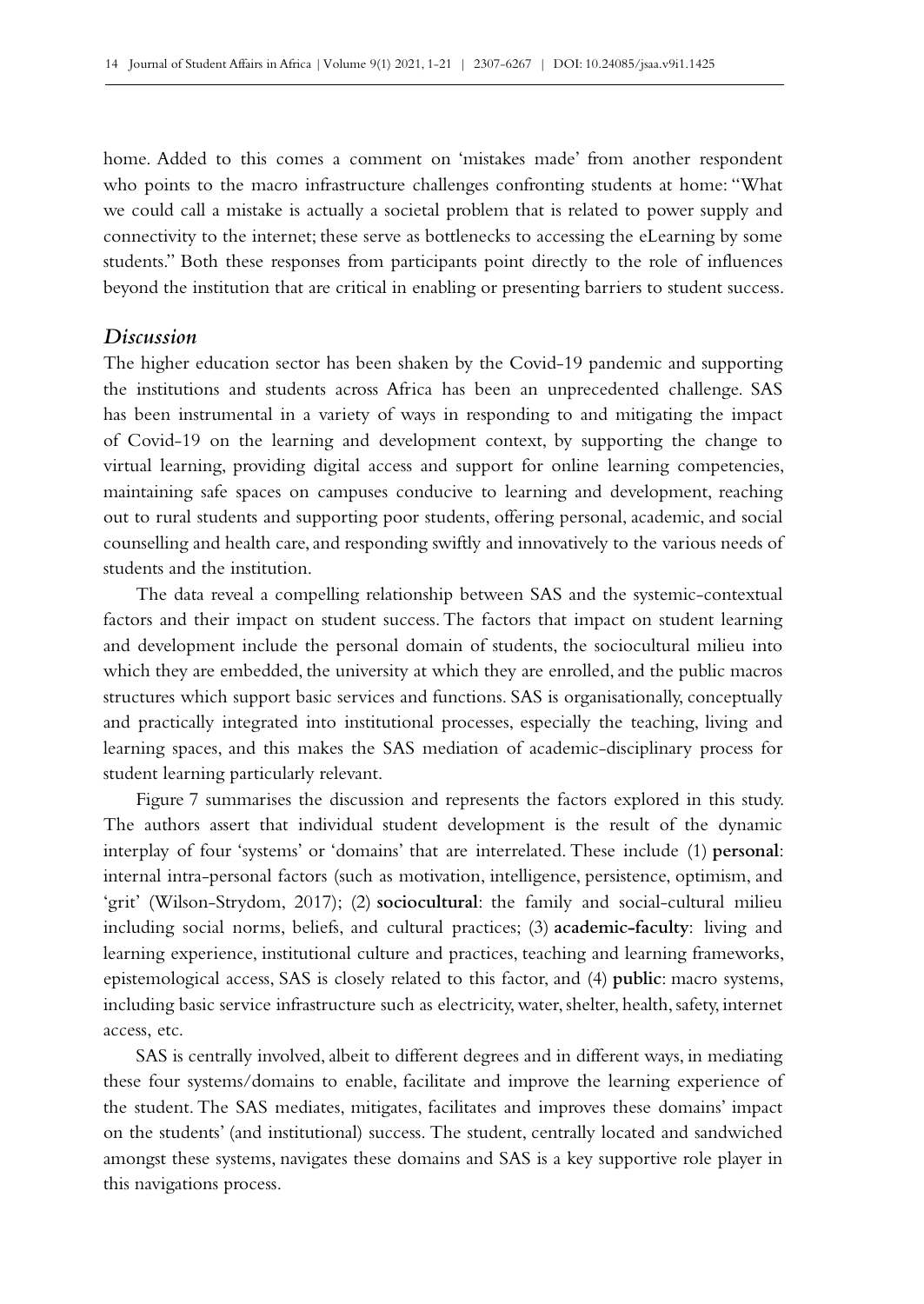home. Added to this comes a comment on 'mistakes made' from another respondent who points to the macro infrastructure challenges confronting students at home: "What we could call a mistake is actually a societal problem that is related to power supply and connectivity to the internet; these serve as bottlenecks to accessing the eLearning by some students." Both these responses from participants point directly to the role of influences beyond the institution that are critical in enabling or presenting barriers to student success.

### *Discussion*

The higher education sector has been shaken by the Covid-19 pandemic and supporting the institutions and students across Africa has been an unprecedented challenge. SAS has been instrumental in a variety of ways in responding to and mitigating the impact of Covid-19 on the learning and development context, by supporting the change to virtual learning, providing digital access and support for online learning competencies, maintaining safe spaces on campuses conducive to learning and development, reaching out to rural students and supporting poor students, offering personal, academic, and social counselling and health care, and responding swiftly and innovatively to the various needs of students and the institution.

The data reveal a compelling relationship between SAS and the systemic-contextual factors and their impact on student success. The factors that impact on student learning and development include the personal domain of students, the sociocultural milieu into which they are embedded, the university at which they are enrolled, and the public macros structures which support basic services and functions. SAS is organisationally, conceptually and practically integrated into institutional processes, especially the teaching, living and learning spaces, and this makes the SAS mediation of academic-disciplinary process for student learning particularly relevant.

Figure 7 summarises the discussion and represents the factors explored in this study. The authors assert that individual student development is the result of the dynamic interplay of four 'systems' or 'domains' that are interrelated. These include (1) **personal**: internal intra-personal factors (such as motivation, intelligence, persistence, optimism, and 'grit' (Wilson-Strydom, 2017); (2) **sociocultural**: the family and social-cultural milieu including social norms, beliefs, and cultural practices; (3) **academic-faculty**: living and learning experience, institutional culture and practices, teaching and learning frameworks, epistemological access, SAS is closely related to this factor, and (4) **public**: macro systems, including basic service infrastructure such as electricity, water, shelter, health, safety, internet access, etc.

SAS is centrally involved, albeit to different degrees and in different ways, in mediating these four systems/domains to enable, facilitate and improve the learning experience of the student. The SAS mediates, mitigates, facilitates and improves these domains' impact on the students' (and institutional) success. The student, centrally located and sandwiched amongst these systems, navigates these domains and SAS is a key supportive role player in this navigations process.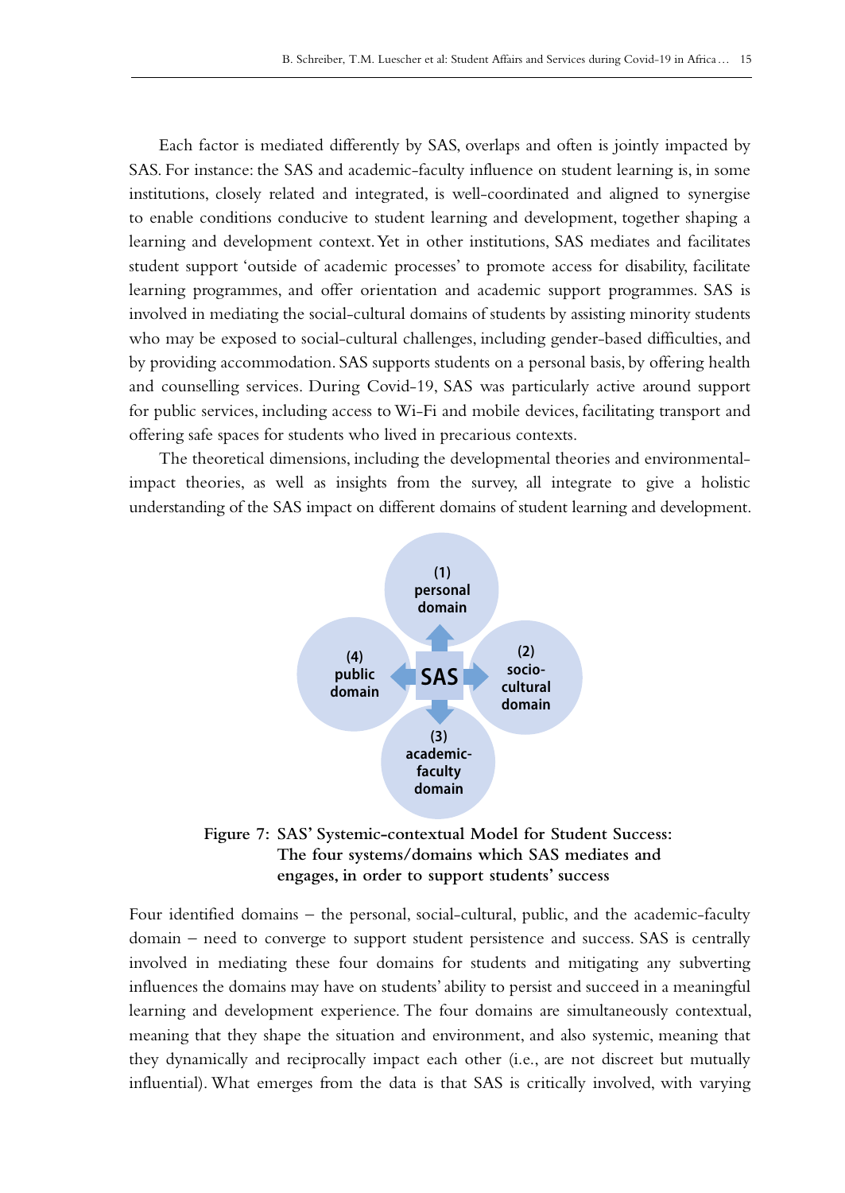Each factor is mediated differently by SAS, overlaps and often is jointly impacted by SAS. For instance: the SAS and academic-faculty influence on student learning is, in some institutions, closely related and integrated, is well-coordinated and aligned to synergise to enable conditions conducive to student learning and development, together shaping a learning and development context. Yet in other institutions, SAS mediates and facilitates student support 'outside of academic processes' to promote access for disability, facilitate learning programmes, and offer orientation and academic support programmes. SAS is involved in mediating the social-cultural domains of students by assisting minority students who may be exposed to social-cultural challenges, including gender-based difficulties, and by providing accommodation. SAS supports students on a personal basis, by offering health and counselling services. During Covid-19, SAS was particularly active around support for public services, including access to Wi-Fi and mobile devices, facilitating transport and offering safe spaces for students who lived in precarious contexts.

The theoretical dimensions, including the developmental theories and environmental-impact theories, as well as insights from the survey, all integrate to give a holistic understanding of the SAS impact on different domains of student learning and development.

(1) personal domain

(2) socio-cultural domain

(3) academic-faculty domain

(4) public domain

SAS

**Figure 7: SAS' Systemic-contextual Model for Student Success: The four systems/domains which SAS mediates and engages, in order to support students' success**

Four identified domains – the personal, social-cultural, public, and the academic-faculty domain – need to converge to support student persistence and success. SAS is centrally involved in mediating these four domains for students and mitigating any subverting influences the domains may have on students' ability to persist and succeed in a meaningful learning and development experience. The four domains are simultaneously contextual, meaning that they shape the situation and environment, and also systemic, meaning that they dynamically and reciprocally impact each other (i.e., are not discreet but mutually influential). What emerges from the data is that SAS is critically involved, with varying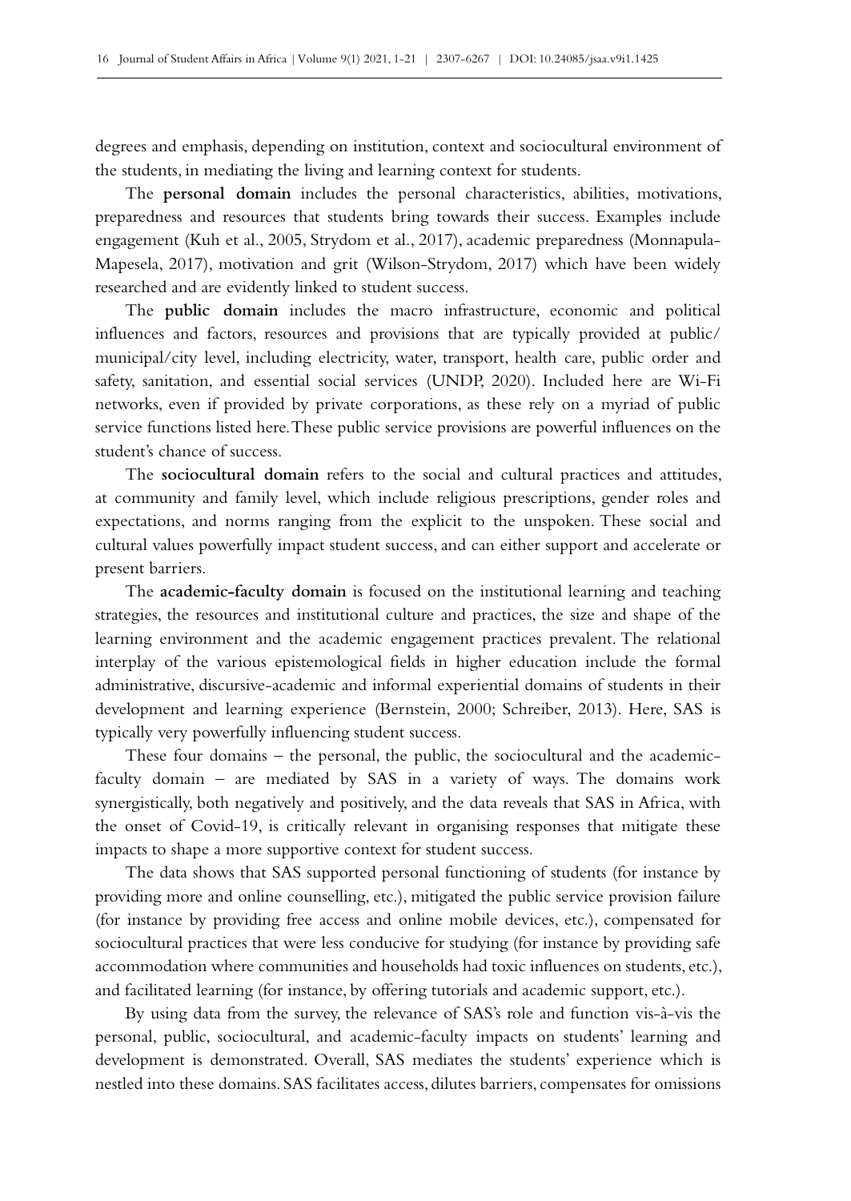degrees and emphasis, depending on institution, context and sociocultural environment of the students, in mediating the living and learning context for students.

The **personal domain** includes the personal characteristics, abilities, motivations, preparedness and resources that students bring towards their success. Examples include engagement (Kuh et al., 2005, Strydom et al., 2017), academic preparedness (Monnapula-Mapesela, 2017), motivation and grit (Wilson-Strydom, 2017) which have been widely researched and are evidently linked to student success.

The **public domain** includes the macro infrastructure, economic and political influences and factors, resources and provisions that are typically provided at public/municipal/city level, including electricity, water, transport, health care, public order and safety, sanitation, and essential social services (UNDP, 2020). Included here are Wi-Fi networks, even if provided by private corporations, as these rely on a myriad of public service functions listed here. These public service provisions are powerful influences on the student's chance of success.

The **sociocultural domain** refers to the social and cultural practices and attitudes, at community and family level, which include religious prescriptions, gender roles and expectations, and norms ranging from the explicit to the unspoken. These social and cultural values powerfully impact student success, and can either support and accelerate or present barriers.

The **academic-faculty domain** is focused on the institutional learning and teaching strategies, the resources and institutional culture and practices, the size and shape of the learning environment and the academic engagement practices prevalent. The relational interplay of the various epistemological fields in higher education include the formal administrative, discursive-academic and informal experiential domains of students in their development and learning experience (Bernstein, 2000; Schreiber, 2013). Here, SAS is typically very powerfully influencing student success.

These four domains – the personal, the public, the sociocultural and the academic-faculty domain – are mediated by SAS in a variety of ways. The domains work synergistically, both negatively and positively, and the data reveals that SAS in Africa, with the onset of Covid-19, is critically relevant in organising responses that mitigate these impacts to shape a more supportive context for student success.

The data shows that SAS supported personal functioning of students (for instance by providing more and online counselling, etc.), mitigated the public service provision failure (for instance by providing free access and online mobile devices, etc.), compensated for sociocultural practices that were less conducive for studying (for instance by providing safe accommodation where communities and households had toxic influences on students, etc.), and facilitated learning (for instance, by offering tutorials and academic support, etc.).

By using data from the survey, the relevance of SAS's role and function vis-à-vis the personal, public, sociocultural, and academic-faculty impacts on students' learning and development is demonstrated. Overall, SAS mediates the students' experience which is nestled into these domains. SAS facilitates access, dilutes barriers, compensates for omissions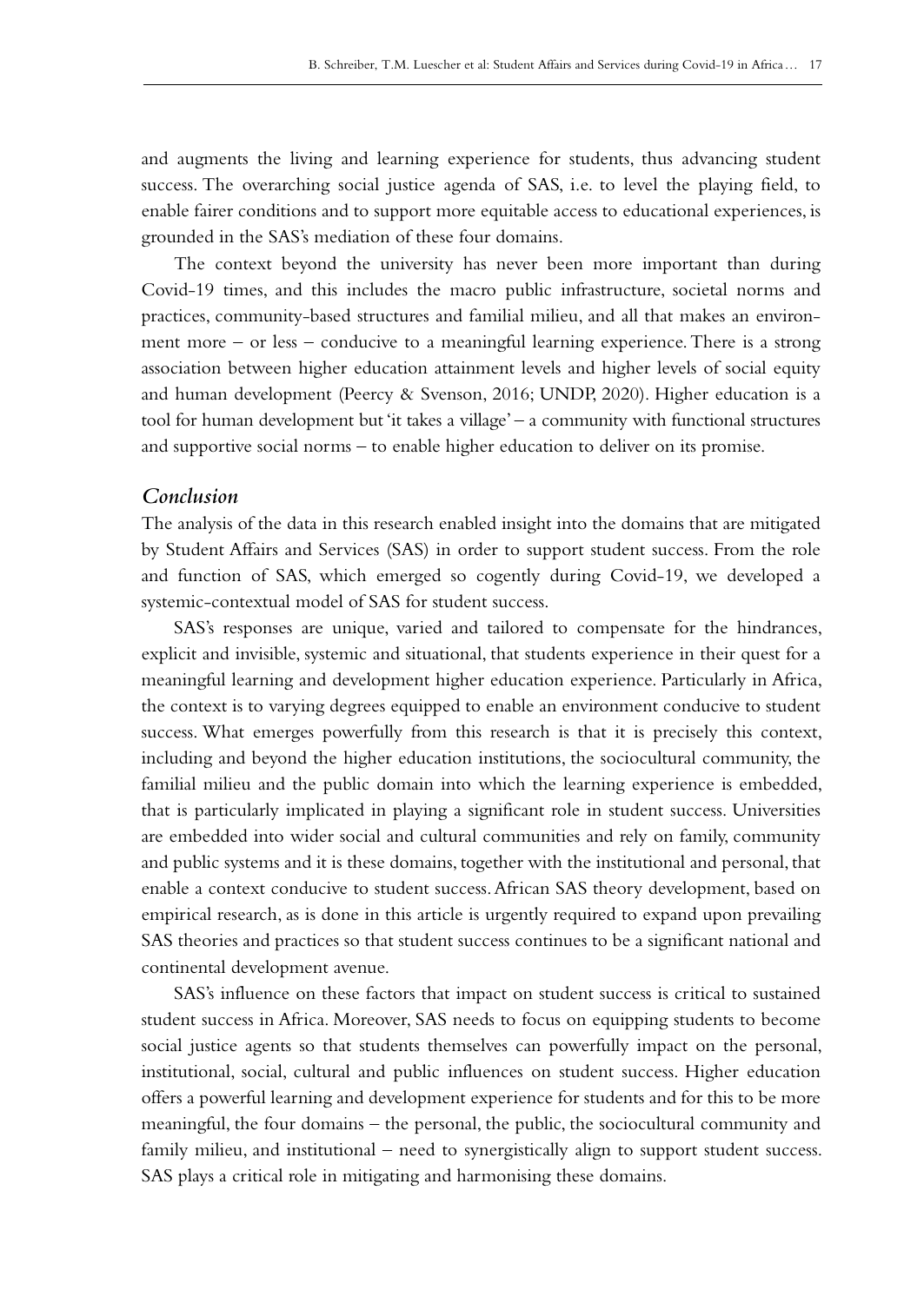and augments the living and learning experience for students, thus advancing student success. The overarching social justice agenda of SAS, i.e. to level the playing field, to enable fairer conditions and to support more equitable access to educational experiences, is grounded in the SAS's mediation of these four domains.

The context beyond the university has never been more important than during Covid-19 times, and this includes the macro public infrastructure, societal norms and practices, community-based structures and familial milieu, and all that makes an environment more – or less – conducive to a meaningful learning experience. There is a strong association between higher education attainment levels and higher levels of social equity and human development (Peercy & Svenson, 2016; UNDP, 2020). Higher education is a tool for human development but 'it takes a village' – a community with functional structures and supportive social norms – to enable higher education to deliver on its promise.

## *Conclusion*

The analysis of the data in this research enabled insight into the domains that are mitigated by Student Affairs and Services (SAS) in order to support student success. From the role and function of SAS, which emerged so cogently during Covid-19, we developed a systemic-contextual model of SAS for student success.

SAS's responses are unique, varied and tailored to compensate for the hindrances, explicit and invisible, systemic and situational, that students experience in their quest for a meaningful learning and development higher education experience. Particularly in Africa, the context is to varying degrees equipped to enable an environment conducive to student success. What emerges powerfully from this research is that it is precisely this context, including and beyond the higher education institutions, the sociocultural community, the familial milieu and the public domain into which the learning experience is embedded, that is particularly implicated in playing a significant role in student success. Universities are embedded into wider social and cultural communities and rely on family, community and public systems and it is these domains, together with the institutional and personal, that enable a context conducive to student success. African SAS theory development, based on empirical research, as is done in this article is urgently required to expand upon prevailing SAS theories and practices so that student success continues to be a significant national and continental development avenue.

SAS's influence on these factors that impact on student success is critical to sustained student success in Africa. Moreover, SAS needs to focus on equipping students to become social justice agents so that students themselves can powerfully impact on the personal, institutional, social, cultural and public influences on student success. Higher education offers a powerful learning and development experience for students and for this to be more meaningful, the four domains – the personal, the public, the sociocultural community and family milieu, and institutional – need to synergistically align to support student success. SAS plays a critical role in mitigating and harmonising these domains.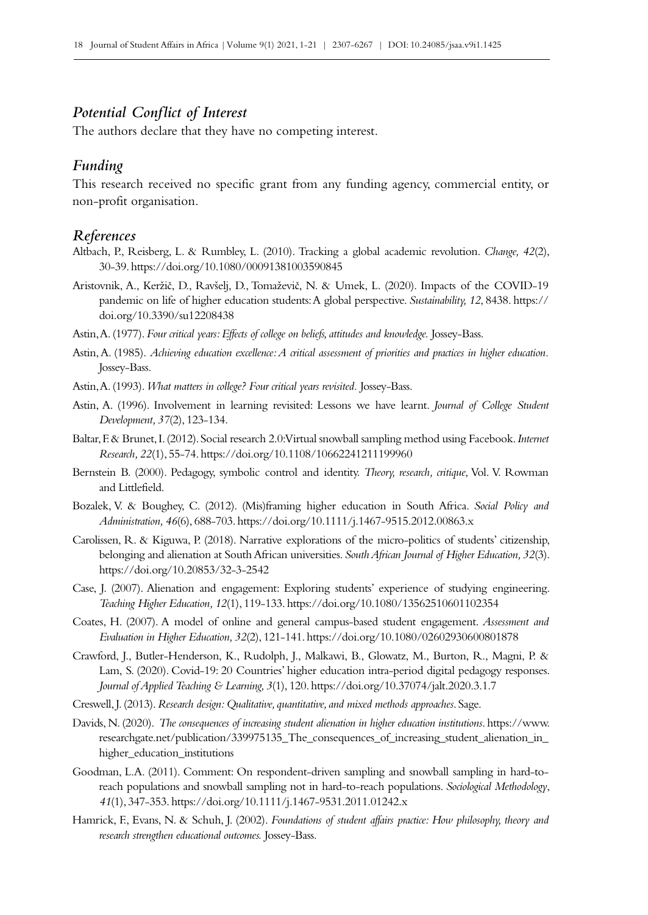### *Potential Conflict of Interest*

The authors declare that they have no competing interest.

### *Funding*

This research received no specific grant from any funding agency, commercial entity, or non-profit organisation.

### *References*

Altbach, P., Reisberg, L. & Rumbley, L. (2010). Tracking a global academic revolution. *Change, 42*(2), 30-39. https://doi.org/10.1080/00091381003590845

Aristovnik, A., Keržič, D., Ravšelj, D., Tomaževič, N. & Umek, L. (2020). Impacts of the COVID-19 pandemic on life of higher education students: A global perspective. *Sustainability, 12*, 8438. https://doi.org/10.3390/su12208438

Astin, A. (1977). *Four critical years: Effects of college on beliefs, attitudes and knowledge.* Jossey-Bass.

Astin, A. (1985). *Achieving education excellence: A critical assessment of priorities and practices in higher education.* Jossey-Bass.

Astin, A. (1993). *What matters in college? Four critical years revisited.* Jossey-Bass.

Astin, A. (1996). Involvement in learning revisited: Lessons we have learnt. *Journal of College Student Development, 37*(2), 123-134.

Baltar, F. & Brunet, I. (2012). Social research 2.0: Virtual snowball sampling method using Facebook. *Internet Research, 22*(1), 55-74. https://doi.org/10.1108/10662241211199960

Bernstein B. (2000). Pedagogy, symbolic control and identity. *Theory, research, critique*, Vol. V. Rowman and Littlefield.

Bozalek, V. & Boughey, C. (2012). (Mis)framing higher education in South Africa. *Social Policy and Administration, 46*(6), 688-703. https://doi.org/10.1111/j.1467-9515.2012.00863.x

Carolissen, R. & Kiguwa, P. (2018). Narrative explorations of the micro-politics of students' citizenship, belonging and alienation at South African universities. *South African Journal of Higher Education, 32*(3). https://doi.org/10.20853/32-3-2542

Case, J. (2007). Alienation and engagement: Exploring students' experience of studying engineering. *Teaching Higher Education, 12*(1), 119-133. https://doi.org/10.1080/13562510601102354

Coates, H. (2007). A model of online and general campus-based student engagement. *Assessment and Evaluation in Higher Education, 32*(2), 121-141. https://doi.org/10.1080/02602930600801878

Crawford, J., Butler-Henderson, K., Rudolph, J., Malkawi, B., Glowatz, M., Burton, R., Magni, P. & Lam, S. (2020). Covid-19: 20 Countries' higher education intra-period digital pedagogy responses. *Journal of Applied Teaching & Learning, 3*(1), 120. https://doi.org/10.37074/jalt.2020.3.1.7

Creswell, J. (2013). *Research design: Qualitative, quantitative, and mixed methods approaches.* Sage.

Davids, N. (2020). *The consequences of increasing student alienation in higher education institutions.* https://www.researchgate.net/publication/339975135_The_consequences_of_increasing_student_alienation_in_higher_education_institutions

Goodman, L.A. (2011). Comment: On respondent-driven sampling and snowball sampling in hard-to-reach populations and snowball sampling not in hard-to-reach populations. *Sociological Methodology*, *41*(1), 347-353. https://doi.org/10.1111/j.1467-9531.2011.01242.x

Hamrick, F., Evans, N. & Schuh, J. (2002). *Foundations of student affairs practice: How philosophy, theory and research strengthen educational outcomes.* Jossey-Bass.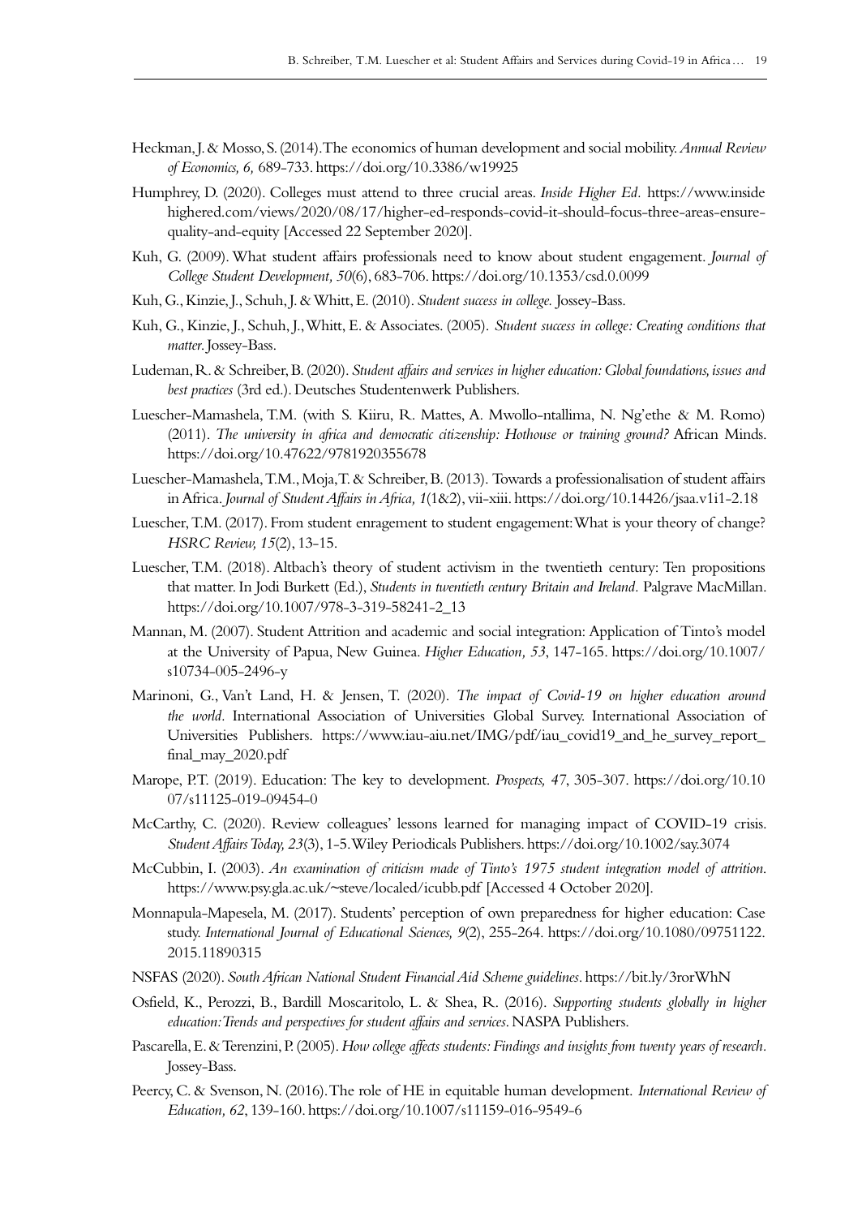Heckman, J. & Mosso, S. (2014). The economics of human development and social mobility. *Annual Review of Economics, 6,* 689-733. https://doi.org/10.3386/w19925

Humphrey, D. (2020). Colleges must attend to three crucial areas. *Inside Higher Ed.* https://www.insidehighered.com/views/2020/08/17/higher-ed-responds-covid-it-should-focus-three-areas-ensure-quality-and-equity [Accessed 22 September 2020].

Kuh, G. (2009). What student affairs professionals need to know about student engagement. *Journal of College Student Development, 50*(6), 683-706. https://doi.org/10.1353/csd.0.0099

Kuh, G., Kinzie, J., Schuh, J. & Whitt, E. (2010). *Student success in college.* Jossey-Bass.

Kuh, G., Kinzie, J., Schuh, J., Whitt, E. & Associates. (2005). *Student success in college: Creating conditions that matter.* Jossey-Bass.

Ludeman, R. & Schreiber, B. (2020). *Student affairs and services in higher education: Global foundations, issues and best practices* (3rd ed.). Deutsches Studentenwerk Publishers.

Luescher-Mamashela, T.M. (with S. Kiiru, R. Mattes, A. Mwollo-ntallima, N. Ng'ethe & M. Romo) (2011). *The university in africa and democratic citizenship: Hothouse or training ground?* African Minds. https://doi.org/10.47622/9781920355678

Luescher-Mamashela, T.M., Moja, T. & Schreiber, B. (2013). Towards a professionalisation of student affairs in Africa. *Journal of Student Affairs in Africa, 1*(1&2), vii-xiii. https://doi.org/10.14426/jsaa.v1i1-2.18

Luescher, T.M. (2017). From student enragement to student engagement: What is your theory of change? *HSRC Review, 15*(2), 13-15.

Luescher, T.M. (2018). Altbach's theory of student activism in the twentieth century: Ten propositions that matter. In Jodi Burkett (Ed.), *Students in twentieth century Britain and Ireland.* Palgrave MacMillan. https://doi.org/10.1007/978-3-319-58241-2_13

Mannan, M. (2007). Student Attrition and academic and social integration: Application of Tinto's model at the University of Papua, New Guinea. *Higher Education, 53*, 147-165. https://doi.org/10.1007/s10734-005-2496-y

Marinoni, G., Van't Land, H. & Jensen, T. (2020). *The impact of Covid-19 on higher education around the world.* International Association of Universities Global Survey. International Association of Universities Publishers. https://www.iau-aiu.net/IMG/pdf/iau_covid19_and_he_survey_report_final_may_2020.pdf

Marope, P.T. (2019). Education: The key to development. *Prospects, 47*, 305-307. https://doi.org/10.1007/s11125-019-09454-0

McCarthy, C. (2020). Review colleagues' lessons learned for managing impact of COVID-19 crisis. *Student Affairs Today, 23*(3), 1-5. Wiley Periodicals Publishers. https://doi.org/10.1002/say.3074

McCubbin, I. (2003). *An examination of criticism made of Tinto's 1975 student integration model of attrition.* https://www.psy.gla.ac.uk/~steve/localed/icubb.pdf [Accessed 4 October 2020].

Monnapula-Mapesela, M. (2017). Students' perception of own preparedness for higher education: Case study. *International Journal of Educational Sciences, 9*(2), 255-264. https://doi.org/10.1080/09751122.2015.11890315

NSFAS (2020). *South African National Student Financial Aid Scheme guidelines.* https://bit.ly/3rorWhN

Osfield, K., Perozzi, B., Bardill Moscaritolo, L. & Shea, R. (2016). *Supporting students globally in higher education: Trends and perspectives for student affairs and services.* NASPA Publishers.

Pascarella, E. & Terenzini, P. (2005). *How college affects students: Findings and insights from twenty years of research.* Jossey-Bass.

Peercy, C. & Svenson, N. (2016). The role of HE in equitable human development. *International Review of Education, 62*, 139-160. https://doi.org/10.1007/s11159-016-9549-6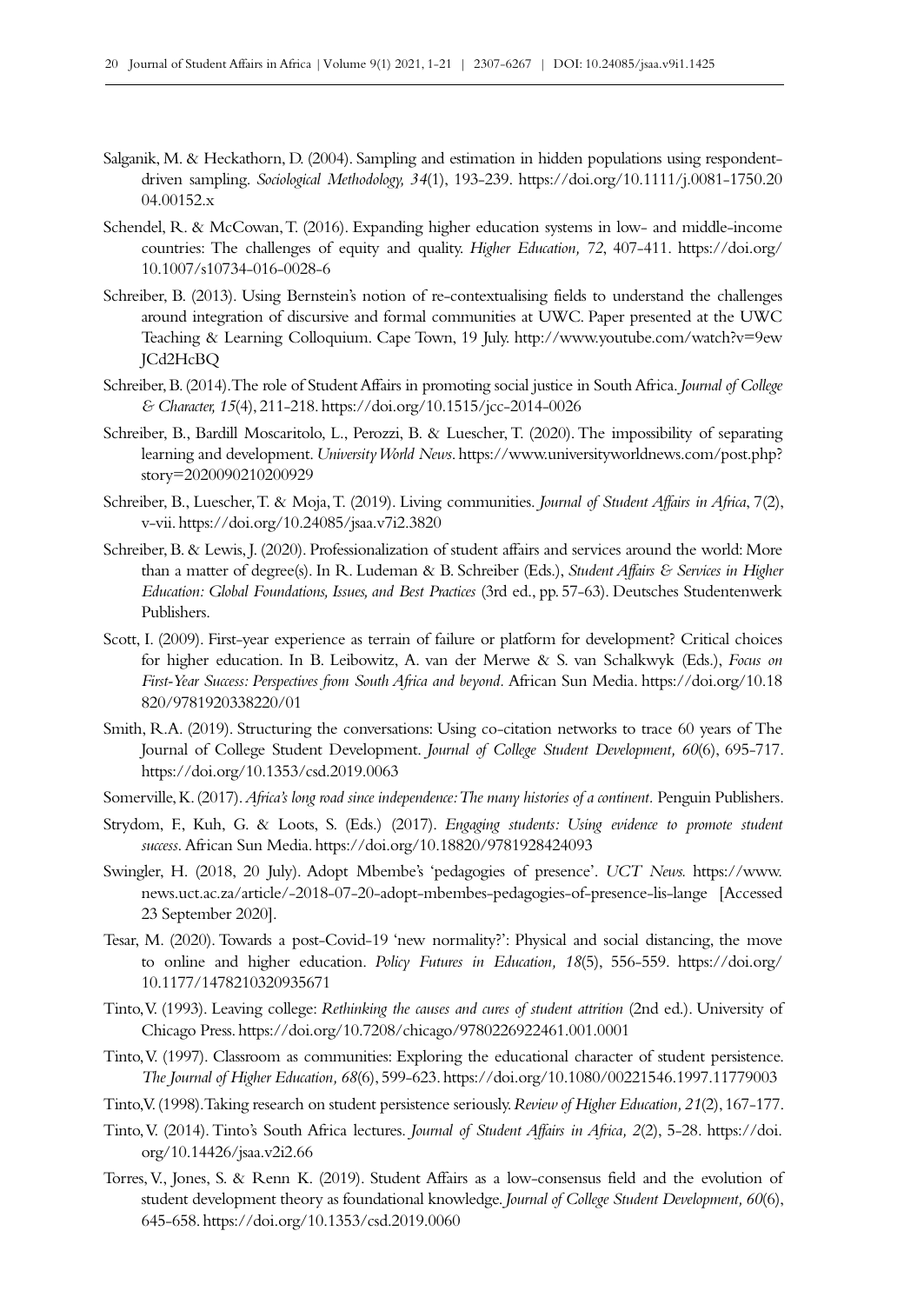Salganik, M. & Heckathorn, D. (2004). Sampling and estimation in hidden populations using respondent-driven sampling. *Sociological Methodology, 34*(1), 193-239. https://doi.org/10.1111/j.0081-1750.2004.00152.x

Schendel, R. & McCowan, T. (2016). Expanding higher education systems in low- and middle-income countries: The challenges of equity and quality. *Higher Education, 72*, 407-411. https://doi.org/10.1007/s10734-016-0028-6

Schreiber, B. (2013). Using Bernstein's notion of re-contextualising fields to understand the challenges around integration of discursive and formal communities at UWC. Paper presented at the UWC Teaching & Learning Colloquium. Cape Town, 19 July. http://www.youtube.com/watch?v=9ewJCd2HcBQ

Schreiber, B. (2014). The role of Student Affairs in promoting social justice in South Africa. *Journal of College & Character, 15*(4), 211-218. https://doi.org/10.1515/jcc-2014-0026

Schreiber, B., Bardill Moscaritolo, L., Perozzi, B. & Luescher, T. (2020). The impossibility of separating learning and development. *University World News*. https://www.universityworldnews.com/post.php?story=2020090210200929

Schreiber, B., Luescher, T. & Moja, T. (2019). Living communities. *Journal of Student Affairs in Africa*, 7(2), v-vii. https://doi.org/10.24085/jsaa.v7i2.3820

Schreiber, B. & Lewis, J. (2020). Professionalization of student affairs and services around the world: More than a matter of degree(s). In R. Ludeman & B. Schreiber (Eds.), *Student Affairs & Services in Higher Education: Global Foundations, Issues, and Best Practices* (3rd ed., pp. 57-63). Deutsches Studentenwerk Publishers.

Scott, I. (2009). First-year experience as terrain of failure or platform for development? Critical choices for higher education. In B. Leibowitz, A. van der Merwe & S. van Schalkwyk (Eds.), *Focus on First-Year Success: Perspectives from South Africa and beyond*. African Sun Media. https://doi.org/10.18820/9781920338220/01

Smith, R.A. (2019). Structuring the conversations: Using co-citation networks to trace 60 years of The Journal of College Student Development. *Journal of College Student Development, 60*(6), 695-717. https://doi.org/10.1353/csd.2019.0063

Somerville, K. (2017). *Africa's long road since independence: The many histories of a continent.* Penguin Publishers.

Strydom, F., Kuh, G. & Loots, S. (Eds.) (2017). *Engaging students: Using evidence to promote student success*. African Sun Media. https://doi.org/10.18820/9781928424093

Swingler, H. (2018, 20 July). Adopt Mbembe's 'pedagogies of presence'. *UCT News.* https://www.news.uct.ac.za/article/-2018-07-20-adopt-mbembes-pedagogies-of-presence-lis-lange [Accessed 23 September 2020].

Tesar, M. (2020). Towards a post-Covid-19 'new normality?': Physical and social distancing, the move to online and higher education. *Policy Futures in Education, 18*(5), 556-559. https://doi.org/10.1177/1478210320935671

Tinto, V. (1993). Leaving college: *Rethinking the causes and cures of student attrition* (2nd ed.). University of Chicago Press. https://doi.org/10.7208/chicago/9780226922461.001.0001

Tinto, V. (1997). Classroom as communities: Exploring the educational character of student persistence. *The Journal of Higher Education, 68*(6), 599-623. https://doi.org/10.1080/00221546.1997.11779003

Tinto, V. (1998). Taking research on student persistence seriously. *Review of Higher Education, 21*(2), 167-177.

Tinto, V. (2014). Tinto's South Africa lectures. *Journal of Student Affairs in Africa, 2*(2), 5-28. https://doi.org/10.14426/jsaa.v2i2.66

Torres, V., Jones, S. & Renn K. (2019). Student Affairs as a low-consensus field and the evolution of student development theory as foundational knowledge. *Journal of College Student Development, 60*(6), 645-658. https://doi.org/10.1353/csd.2019.0060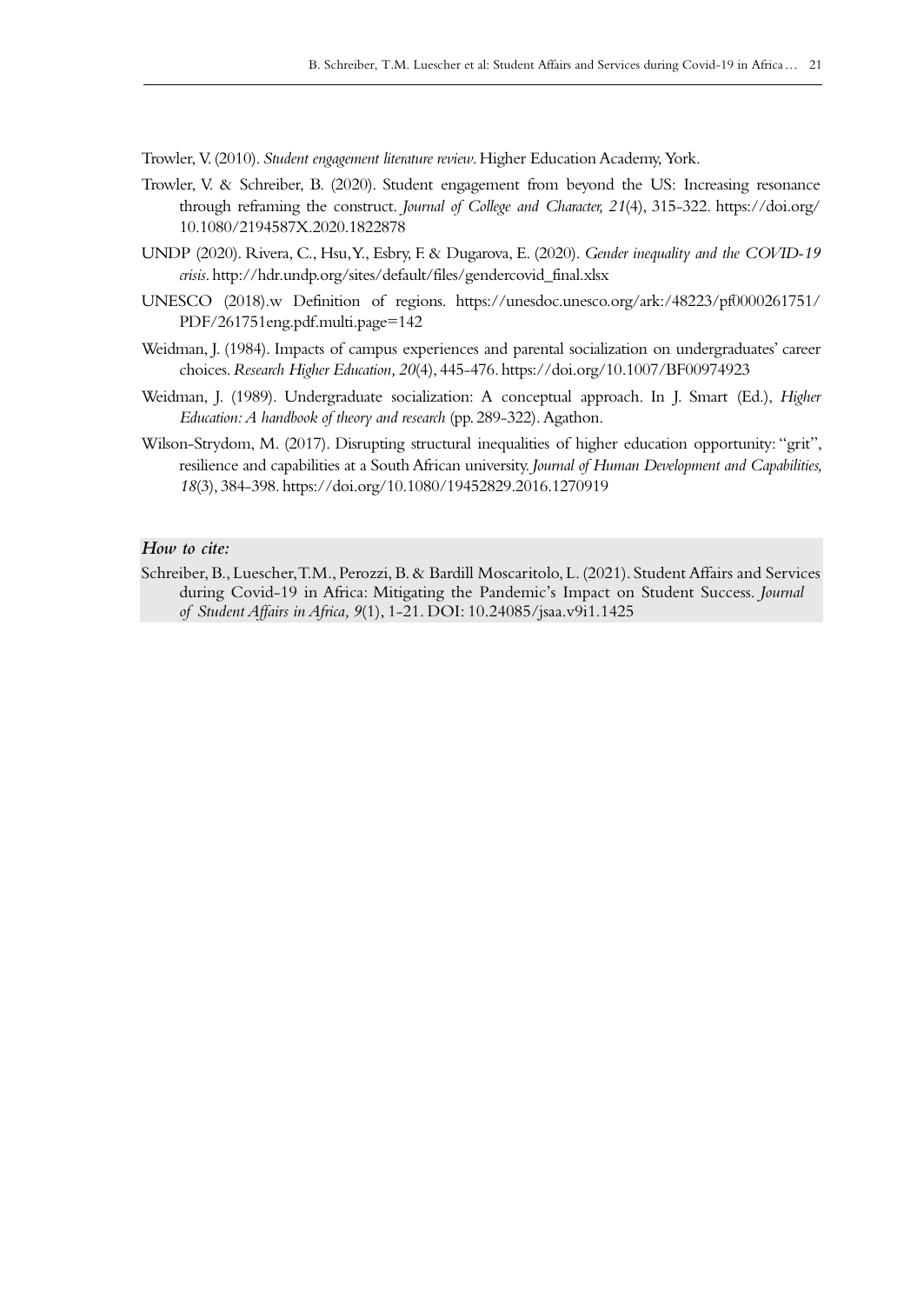Trowler, V. (2010). *Student engagement literature review*. Higher Education Academy, York.

Trowler, V. & Schreiber, B. (2020). Student engagement from beyond the US: Increasing resonance through reframing the construct. *Journal of College and Character, 21*(4), 315-322. https://doi.org/10.1080/2194587X.2020.1822878

UNDP (2020). Rivera, C., Hsu, Y., Esbry, F. & Dugarova, E. (2020). *Gender inequality and the COVID-19 crisis*. http://hdr.undp.org/sites/default/files/gendercovid_final.xlsx

UNESCO (2018).w Definition of regions. https://unesdoc.unesco.org/ark:/48223/pf0000261751/PDF/261751eng.pdf.multi.page=142

Weidman, J. (1984). Impacts of campus experiences and parental socialization on undergraduates' career choices. *Research Higher Education, 20*(4), 445-476. https://doi.org/10.1007/BF00974923

Weidman, J. (1989). Undergraduate socialization: A conceptual approach. In J. Smart (Ed.), *Higher Education: A handbook of theory and research* (pp. 289-322). Agathon.

Wilson-Strydom, M. (2017). Disrupting structural inequalities of higher education opportunity: "grit", resilience and capabilities at a South African university. *Journal of Human Development and Capabilities, 18*(3), 384-398. https://doi.org/10.1080/19452829.2016.1270919

***How to cite:***

Schreiber, B., Luescher, T.M., Perozzi, B. & Bardill Moscaritolo, L. (2021). Student Affairs and Services during Covid-19 in Africa: Mitigating the Pandemic's Impact on Student Success. *Journal of Student Affairs in Africa, 9*(1), 1-21. DOI: 10.24085/jsaa.v9i1.1425